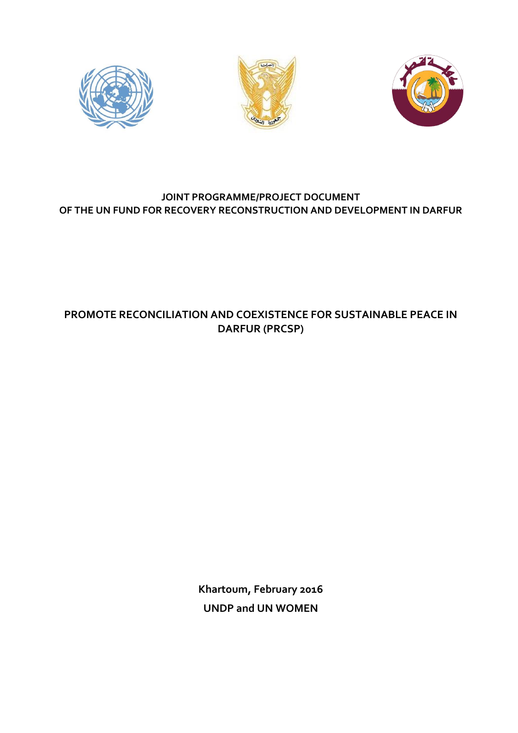**JOINT PROGRAMME/PROJECT DOCUMENT**
**OF THE UN FUND FOR RECOVERY RECONSTRUCTION AND DEVELOPMENT IN DARFUR**

# PROMOTE RECONCILIATION AND COEXISTENCE FOR SUSTAINABLE PEACE IN DARFUR (PRCSP)

**Khartoum, February 2016**

**UNDP and UN WOMEN**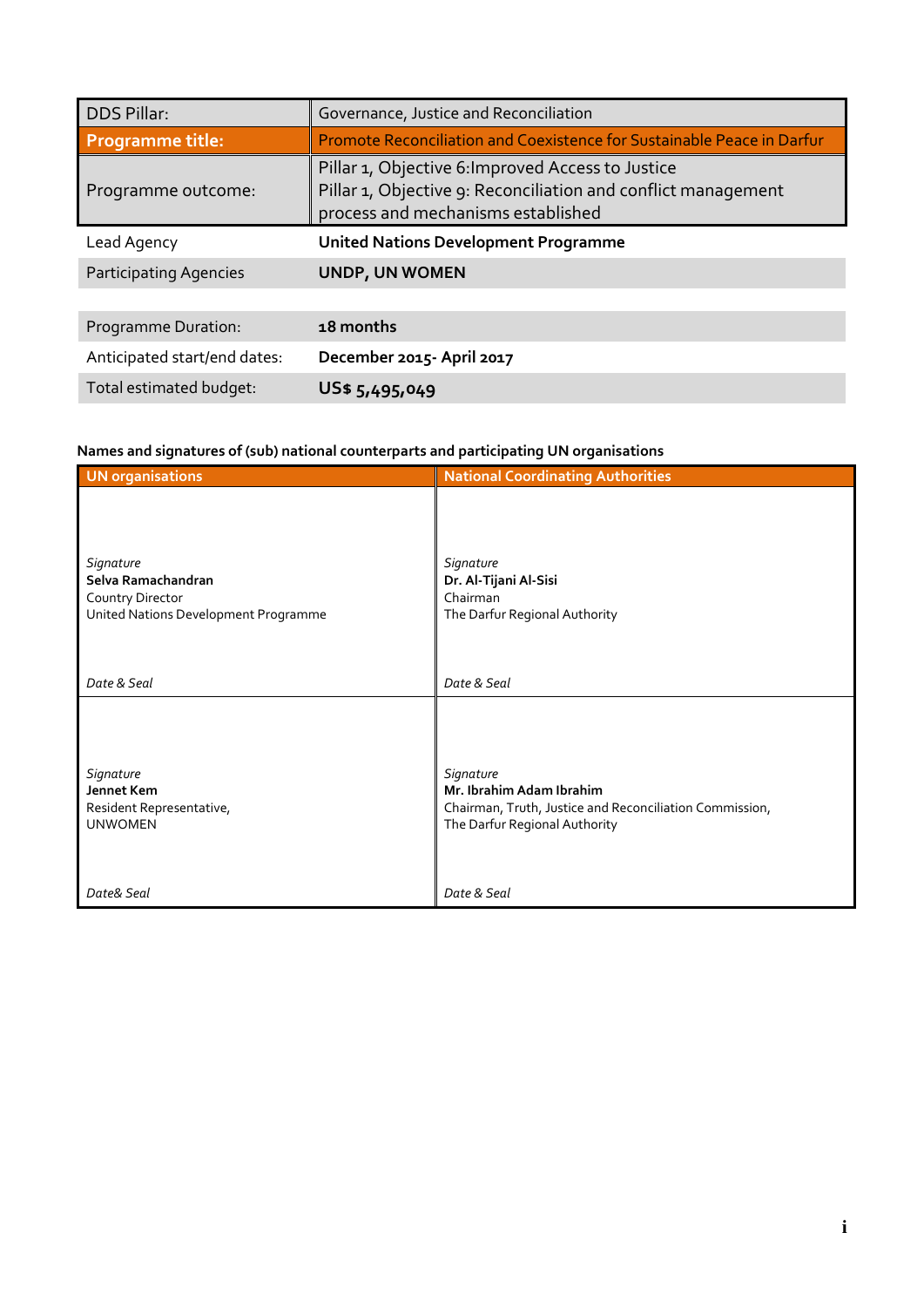| | |
|---|---|
| DDS Pillar: | Governance, Justice and Reconciliation |
| **Programme title:** | Promote Reconciliation and Coexistence for Sustainable Peace in Darfur |
| Programme outcome: | Pillar 1, Objective 6:Improved Access to Justice<br>Pillar 1, Objective 9: Reconciliation and conflict management process and mechanisms established |
| Lead Agency | **United Nations Development Programme** |
| Participating Agencies | **UNDP, UN WOMEN** |
| | |
| Programme Duration: | **18 months** |
| Anticipated start/end dates: | **December 2015- April 2017** |
| Total estimated budget: | **US$ 5,495,049** |

**Names and signatures of (sub) national counterparts and participating UN organisations**

| UN organisations | National Coordinating Authorities |
|---|---|
| *Signature*<br>**Selva Ramachandran**<br>Country Director<br>United Nations Development Programme<br><br>*Date & Seal* | *Signature*<br>**Dr. Al-Tijani Al-Sisi**<br>Chairman<br>The Darfur Regional Authority<br><br>*Date & Seal* |
| *Signature*<br>**Jennet Kem**<br>Resident Representative,<br>UNWOMEN<br><br>*Date& Seal* | *Signature*<br>**Mr. Ibrahim Adam Ibrahim**<br>Chairman, Truth, Justice and Reconciliation Commission,<br>The Darfur Regional Authority<br><br>*Date & Seal* |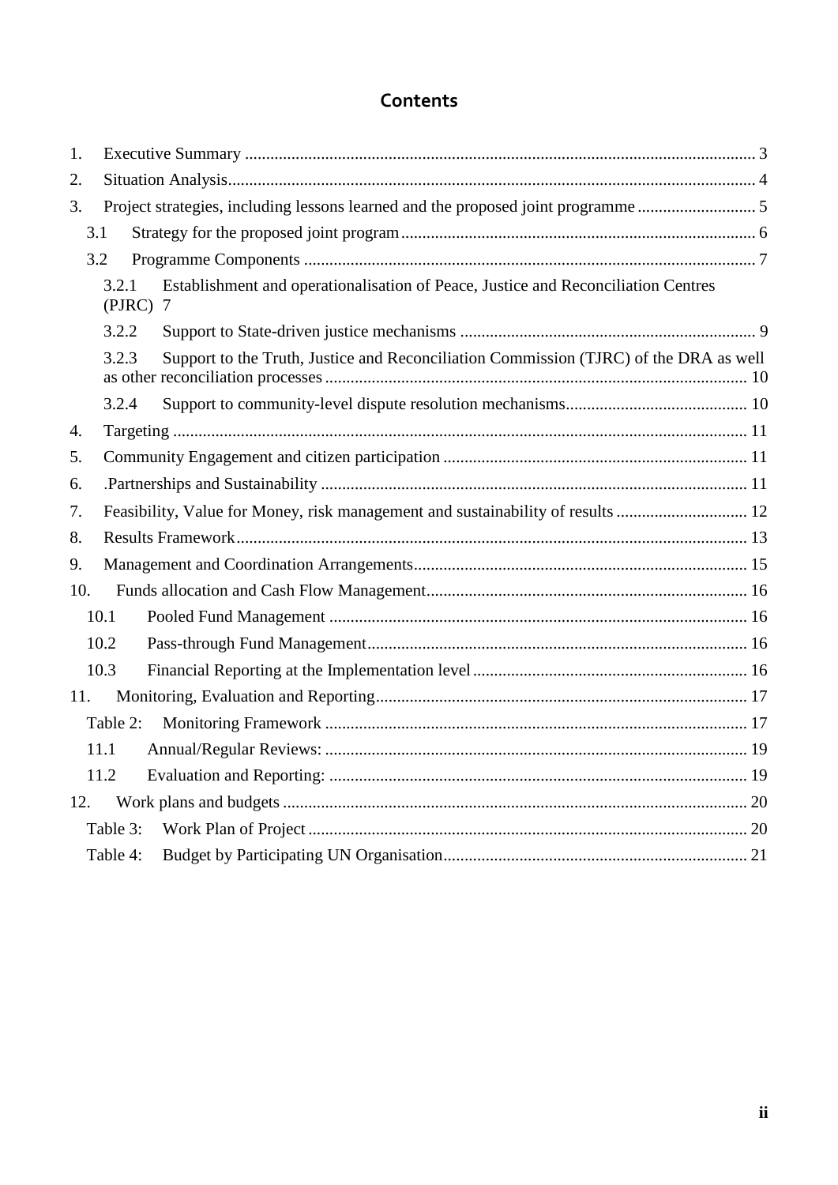## Contents

1. Executive Summary ........................................................................................................ 3
2. Situation Analysis........................................................................................................... 4
3. Project strategies, including lessons learned and the proposed joint programme ............................ 5
   - 3.1 Strategy for the proposed joint program................................................................... 6
   - 3.2 Programme Components .......................................................................................... 7
     - 3.2.1 Establishment and operationalisation of Peace, Justice and Reconciliation Centres (PJRC) 7
     - 3.2.2 Support to State-driven justice mechanisms ..................................................... 9
     - 3.2.3 Support to the Truth, Justice and Reconciliation Commission (TJRC) of the DRA as well as other reconciliation processes ................................................................................... 10
     - 3.2.4 Support to community-level dispute resolution mechanisms.......................................... 10
4. Targeting ....................................................................................................................... 11
5. Community Engagement and citizen participation ....................................................................... 11
6. .Partnerships and Sustainability .................................................................................... 11
7. Feasibility, Value for Money, risk management and sustainability of results ............................... 12
8. Results Framework......................................................................................................... 13
9. Management and Coordination Arrangements.............................................................................. 15
10. Funds allocation and Cash Flow Management............................................................................ 16
    - 10.1 Pooled Fund Management .................................................................................. 16
    - 10.2 Pass-through Fund Management......................................................................... 16
    - 10.3 Financial Reporting at the Implementation level ................................................................ 16
11. Monitoring, Evaluation and Reporting....................................................................................... 17
    - Table 2: Monitoring Framework .................................................................................... 17
    - 11.1 Annual/Regular Reviews: ................................................................................... 19
    - 11.2 Evaluation and Reporting: .................................................................................. 19
12. Work plans and budgets ............................................................................................. 20
    - Table 3: Work Plan of Project ....................................................................................... 20
    - Table 4: Budget by Participating UN Organisation....................................................................... 21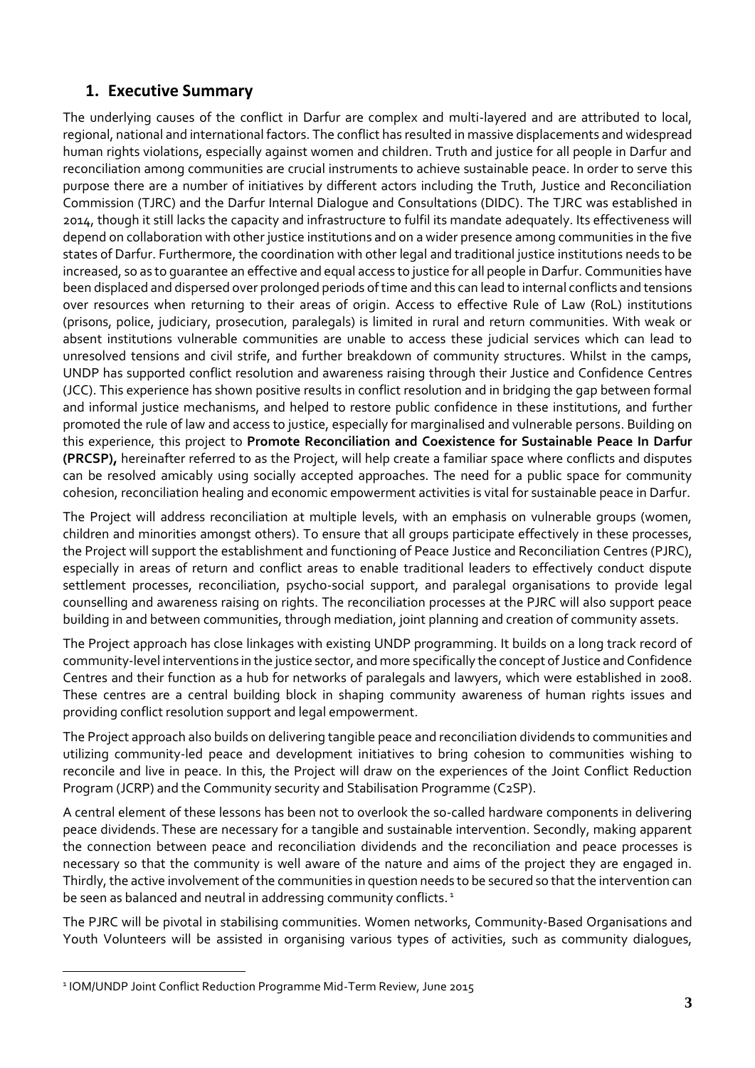## 1. Executive Summary

The underlying causes of the conflict in Darfur are complex and multi-layered and are attributed to local, regional, national and international factors. The conflict has resulted in massive displacements and widespread human rights violations, especially against women and children. Truth and justice for all people in Darfur and reconciliation among communities are crucial instruments to achieve sustainable peace. In order to serve this purpose there are a number of initiatives by different actors including the Truth, Justice and Reconciliation Commission (TJRC) and the Darfur Internal Dialogue and Consultations (DIDC). The TJRC was established in 2014, though it still lacks the capacity and infrastructure to fulfil its mandate adequately. Its effectiveness will depend on collaboration with other justice institutions and on a wider presence among communities in the five states of Darfur. Furthermore, the coordination with other legal and traditional justice institutions needs to be increased, so as to guarantee an effective and equal access to justice for all people in Darfur. Communities have been displaced and dispersed over prolonged periods of time and this can lead to internal conflicts and tensions over resources when returning to their areas of origin. Access to effective Rule of Law (RoL) institutions (prisons, police, judiciary, prosecution, paralegals) is limited in rural and return communities. With weak or absent institutions vulnerable communities are unable to access these judicial services which can lead to unresolved tensions and civil strife, and further breakdown of community structures. Whilst in the camps, UNDP has supported conflict resolution and awareness raising through their Justice and Confidence Centres (JCC). This experience has shown positive results in conflict resolution and in bridging the gap between formal and informal justice mechanisms, and helped to restore public confidence in these institutions, and further promoted the rule of law and access to justice, especially for marginalised and vulnerable persons. Building on this experience, this project to **Promote Reconciliation and Coexistence for Sustainable Peace In Darfur (PRCSP),** hereinafter referred to as the Project, will help create a familiar space where conflicts and disputes can be resolved amicably using socially accepted approaches. The need for a public space for community cohesion, reconciliation healing and economic empowerment activities is vital for sustainable peace in Darfur.

The Project will address reconciliation at multiple levels, with an emphasis on vulnerable groups (women, children and minorities amongst others). To ensure that all groups participate effectively in these processes, the Project will support the establishment and functioning of Peace Justice and Reconciliation Centres (PJRC), especially in areas of return and conflict areas to enable traditional leaders to effectively conduct dispute settlement processes, reconciliation, psycho-social support, and paralegal organisations to provide legal counselling and awareness raising on rights. The reconciliation processes at the PJRC will also support peace building in and between communities, through mediation, joint planning and creation of community assets.

The Project approach has close linkages with existing UNDP programming. It builds on a long track record of community-level interventions in the justice sector, and more specifically the concept of Justice and Confidence Centres and their function as a hub for networks of paralegals and lawyers, which were established in 2008. These centres are a central building block in shaping community awareness of human rights issues and providing conflict resolution support and legal empowerment.

The Project approach also builds on delivering tangible peace and reconciliation dividends to communities and utilizing community-led peace and development initiatives to bring cohesion to communities wishing to reconcile and live in peace. In this, the Project will draw on the experiences of the Joint Conflict Reduction Program (JCRP) and the Community security and Stabilisation Programme (C2SP).

A central element of these lessons has been not to overlook the so-called hardware components in delivering peace dividends. These are necessary for a tangible and sustainable intervention. Secondly, making apparent the connection between peace and reconciliation dividends and the reconciliation and peace processes is necessary so that the community is well aware of the nature and aims of the project they are engaged in. Thirdly, the active involvement of the communities in question needs to be secured so that the intervention can be seen as balanced and neutral in addressing community conflicts. [1]

The PJRC will be pivotal in stabilising communities. Women networks, Community-Based Organisations and Youth Volunteers will be assisted in organising various types of activities, such as community dialogues,

[1] IOM/UNDP Joint Conflict Reduction Programme Mid-Term Review, June 2015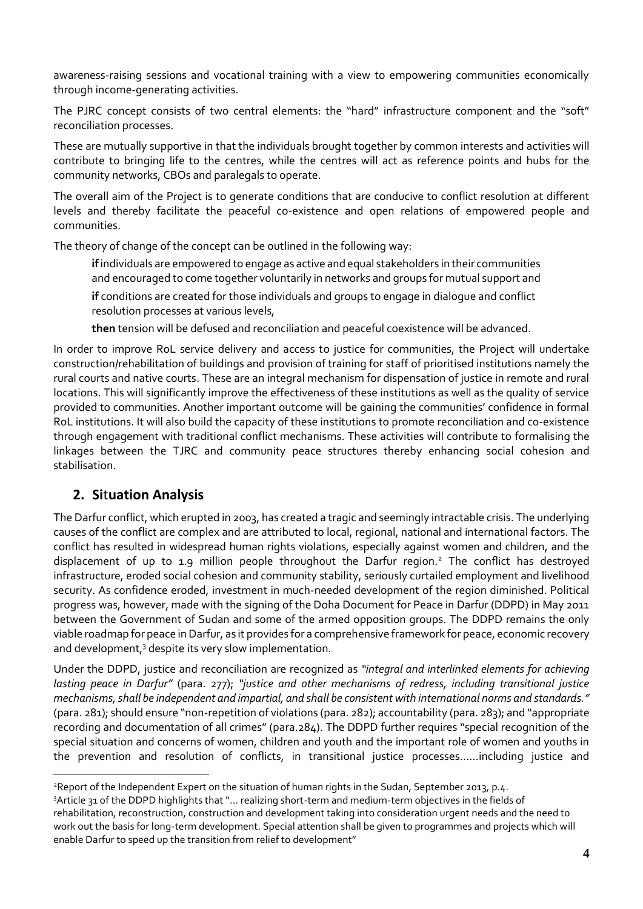awareness-raising sessions and vocational training with a view to empowering communities economically through income-generating activities.

The PJRC concept consists of two central elements: the "hard" infrastructure component and the "soft" reconciliation processes.

These are mutually supportive in that the individuals brought together by common interests and activities will contribute to bringing life to the centres, while the centres will act as reference points and hubs for the community networks, CBOs and paralegals to operate.

The overall aim of the Project is to generate conditions that are conducive to conflict resolution at different levels and thereby facilitate the peaceful co-existence and open relations of empowered people and communities.

The theory of change of the concept can be outlined in the following way:

> **if** individuals are empowered to engage as active and equal stakeholders in their communities and encouraged to come together voluntarily in networks and groups for mutual support and
>
> **if** conditions are created for those individuals and groups to engage in dialogue and conflict resolution processes at various levels,
>
> **then** tension will be defused and reconciliation and peaceful coexistence will be advanced.

In order to improve RoL service delivery and access to justice for communities, the Project will undertake construction/rehabilitation of buildings and provision of training for staff of prioritised institutions namely the rural courts and native courts. These are an integral mechanism for dispensation of justice in remote and rural locations. This will significantly improve the effectiveness of these institutions as well as the quality of service provided to communities. Another important outcome will be gaining the communities' confidence in formal RoL institutions. It will also build the capacity of these institutions to promote reconciliation and co-existence through engagement with traditional conflict mechanisms. These activities will contribute to formalising the linkages between the TJRC and community peace structures thereby enhancing social cohesion and stabilisation.

## 2. Situation Analysis

The Darfur conflict, which erupted in 2003, has created a tragic and seemingly intractable crisis. The underlying causes of the conflict are complex and are attributed to local, regional, national and international factors. The conflict has resulted in widespread human rights violations, especially against women and children, and the displacement of up to 1.9 million people throughout the Darfur region.[2] The conflict has destroyed infrastructure, eroded social cohesion and community stability, seriously curtailed employment and livelihood security. As confidence eroded, investment in much-needed development of the region diminished. Political progress was, however, made with the signing of the Doha Document for Peace in Darfur (DDPD) in May 2011 between the Government of Sudan and some of the armed opposition groups. The DDPD remains the only viable roadmap for peace in Darfur, as it provides for a comprehensive framework for peace, economic recovery and development,[3] despite its very slow implementation.

Under the DDPD, justice and reconciliation are recognized as *"integral and interlinked elements for achieving lasting peace in Darfur"* (para. 277); *"justice and other mechanisms of redress, including transitional justice mechanisms, shall be independent and impartial, and shall be consistent with international norms and standards."* (para. 281); should ensure "non-repetition of violations (para. 282); accountability (para. 283); and "appropriate recording and documentation of all crimes" (para.284). The DDPD further requires "special recognition of the special situation and concerns of women, children and youth and the important role of women and youths in the prevention and resolution of conflicts, in transitional justice processes……including justice and

[2]Report of the Independent Expert on the situation of human rights in the Sudan, September 2013, p.4.

[3]Article 31 of the DDPD highlights that "… realizing short-term and medium-term objectives in the fields of rehabilitation, reconstruction, construction and development taking into consideration urgent needs and the need to work out the basis for long-term development. Special attention shall be given to programmes and projects which will enable Darfur to speed up the transition from relief to development"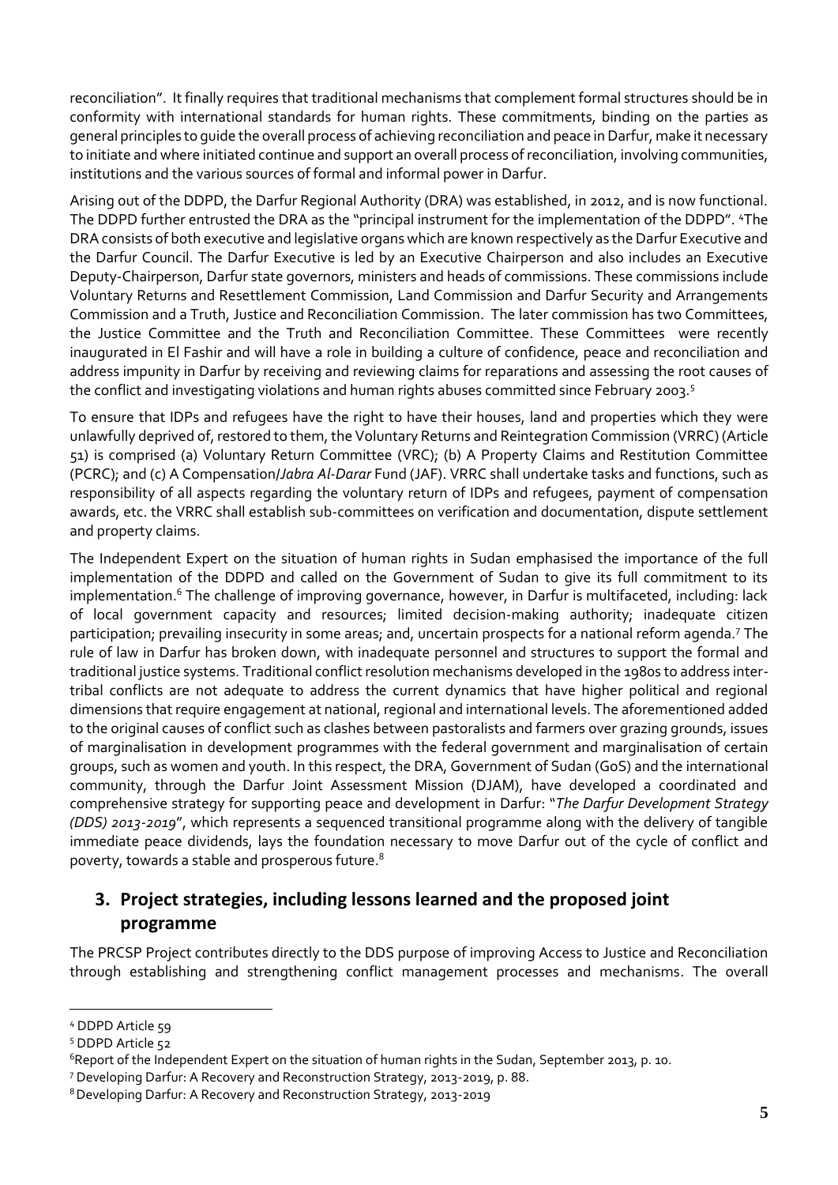reconciliation". It finally requires that traditional mechanisms that complement formal structures should be in conformity with international standards for human rights. These commitments, binding on the parties as general principles to guide the overall process of achieving reconciliation and peace in Darfur, make it necessary to initiate and where initiated continue and support an overall process of reconciliation, involving communities, institutions and the various sources of formal and informal power in Darfur.

Arising out of the DDPD, the Darfur Regional Authority (DRA) was established, in 2012, and is now functional. The DDPD further entrusted the DRA as the "principal instrument for the implementation of the DDPD". [4]The DRA consists of both executive and legislative organs which are known respectively as the Darfur Executive and the Darfur Council. The Darfur Executive is led by an Executive Chairperson and also includes an Executive Deputy-Chairperson, Darfur state governors, ministers and heads of commissions. These commissions include Voluntary Returns and Resettlement Commission, Land Commission and Darfur Security and Arrangements Commission and a Truth, Justice and Reconciliation Commission. The later commission has two Committees, the Justice Committee and the Truth and Reconciliation Committee. These Committees were recently inaugurated in El Fashir and will have a role in building a culture of confidence, peace and reconciliation and address impunity in Darfur by receiving and reviewing claims for reparations and assessing the root causes of the conflict and investigating violations and human rights abuses committed since February 2003.[5]

To ensure that IDPs and refugees have the right to have their houses, land and properties which they were unlawfully deprived of, restored to them, the Voluntary Returns and Reintegration Commission (VRRC) (Article 51) is comprised (a) Voluntary Return Committee (VRC); (b) A Property Claims and Restitution Committee (PCRC); and (c) A Compensation/*Jabra Al-Darar* Fund (JAF). VRRC shall undertake tasks and functions, such as responsibility of all aspects regarding the voluntary return of IDPs and refugees, payment of compensation awards, etc. the VRRC shall establish sub-committees on verification and documentation, dispute settlement and property claims.

The Independent Expert on the situation of human rights in Sudan emphasised the importance of the full implementation of the DDPD and called on the Government of Sudan to give its full commitment to its implementation.[6] The challenge of improving governance, however, in Darfur is multifaceted, including: lack of local government capacity and resources; limited decision-making authority; inadequate citizen participation; prevailing insecurity in some areas; and, uncertain prospects for a national reform agenda.[7] The rule of law in Darfur has broken down, with inadequate personnel and structures to support the formal and traditional justice systems. Traditional conflict resolution mechanisms developed in the 1980s to address inter-tribal conflicts are not adequate to address the current dynamics that have higher political and regional dimensions that require engagement at national, regional and international levels. The aforementioned added to the original causes of conflict such as clashes between pastoralists and farmers over grazing grounds, issues of marginalisation in development programmes with the federal government and marginalisation of certain groups, such as women and youth. In this respect, the DRA, Government of Sudan (GoS) and the international community, through the Darfur Joint Assessment Mission (DJAM), have developed a coordinated and comprehensive strategy for supporting peace and development in Darfur: "*The Darfur Development Strategy (DDS) 2013-2019*", which represents a sequenced transitional programme along with the delivery of tangible immediate peace dividends, lays the foundation necessary to move Darfur out of the cycle of conflict and poverty, towards a stable and prosperous future.[8]

## 3. Project strategies, including lessons learned and the proposed joint programme

The PRCSP Project contributes directly to the DDS purpose of improving Access to Justice and Reconciliation through establishing and strengthening conflict management processes and mechanisms. The overall

---

[4] DDPD Article 59

[5] DDPD Article 52

[6] Report of the Independent Expert on the situation of human rights in the Sudan, September 2013, p. 10.

[7] Developing Darfur: A Recovery and Reconstruction Strategy, 2013-2019, p. 88.

[8] Developing Darfur: A Recovery and Reconstruction Strategy, 2013-2019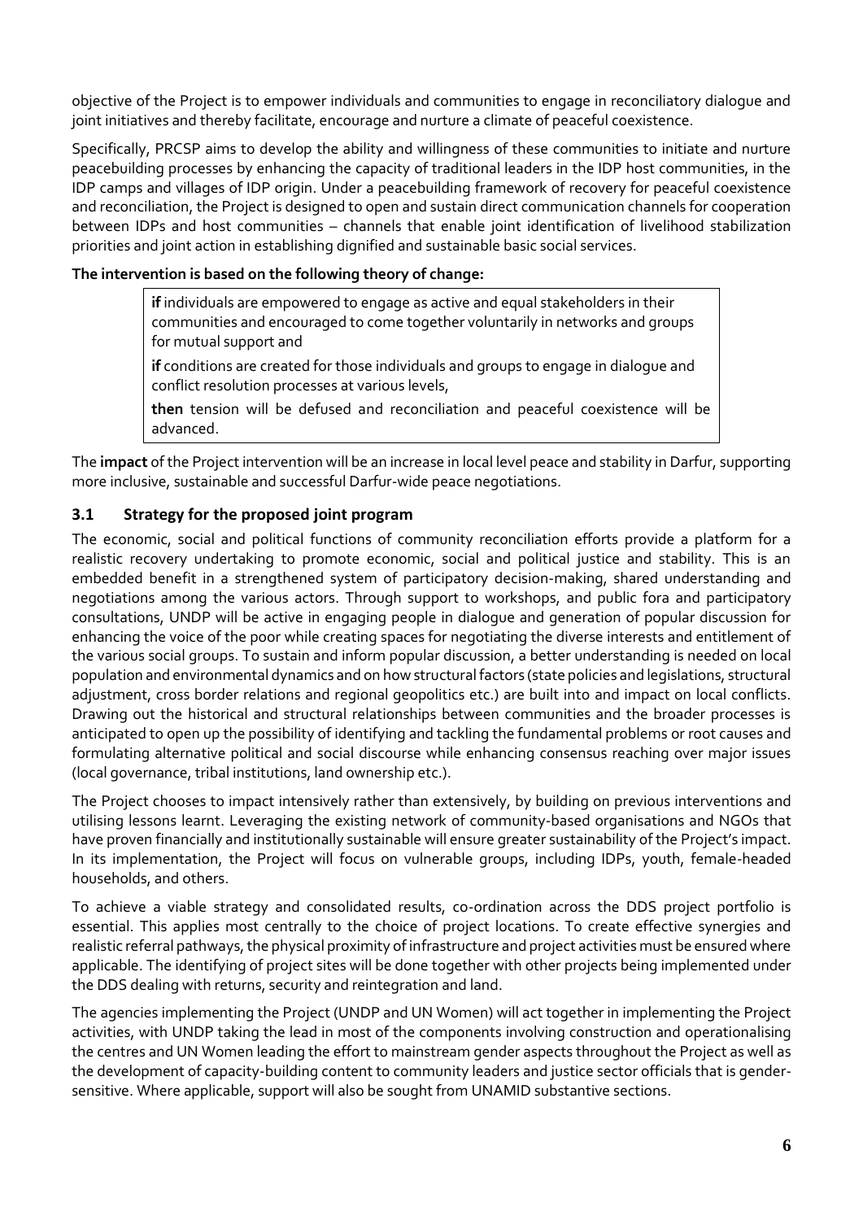objective of the Project is to empower individuals and communities to engage in reconciliatory dialogue and joint initiatives and thereby facilitate, encourage and nurture a climate of peaceful coexistence.

Specifically, PRCSP aims to develop the ability and willingness of these communities to initiate and nurture peacebuilding processes by enhancing the capacity of traditional leaders in the IDP host communities, in the IDP camps and villages of IDP origin. Under a peacebuilding framework of recovery for peaceful coexistence and reconciliation, the Project is designed to open and sustain direct communication channels for cooperation between IDPs and host communities – channels that enable joint identification of livelihood stabilization priorities and joint action in establishing dignified and sustainable basic social services.

**The intervention is based on the following theory of change:**

> **if** individuals are empowered to engage as active and equal stakeholders in their communities and encouraged to come together voluntarily in networks and groups for mutual support and
>
> **if** conditions are created for those individuals and groups to engage in dialogue and conflict resolution processes at various levels,
>
> **then** tension will be defused and reconciliation and peaceful coexistence will be advanced.

The **impact** of the Project intervention will be an increase in local level peace and stability in Darfur, supporting more inclusive, sustainable and successful Darfur-wide peace negotiations.

### 3.1 Strategy for the proposed joint program

The economic, social and political functions of community reconciliation efforts provide a platform for a realistic recovery undertaking to promote economic, social and political justice and stability. This is an embedded benefit in a strengthened system of participatory decision-making, shared understanding and negotiations among the various actors. Through support to workshops, and public fora and participatory consultations, UNDP will be active in engaging people in dialogue and generation of popular discussion for enhancing the voice of the poor while creating spaces for negotiating the diverse interests and entitlement of the various social groups. To sustain and inform popular discussion, a better understanding is needed on local population and environmental dynamics and on how structural factors (state policies and legislations, structural adjustment, cross border relations and regional geopolitics etc.) are built into and impact on local conflicts. Drawing out the historical and structural relationships between communities and the broader processes is anticipated to open up the possibility of identifying and tackling the fundamental problems or root causes and formulating alternative political and social discourse while enhancing consensus reaching over major issues (local governance, tribal institutions, land ownership etc.).

The Project chooses to impact intensively rather than extensively, by building on previous interventions and utilising lessons learnt. Leveraging the existing network of community-based organisations and NGOs that have proven financially and institutionally sustainable will ensure greater sustainability of the Project's impact. In its implementation, the Project will focus on vulnerable groups, including IDPs, youth, female-headed households, and others.

To achieve a viable strategy and consolidated results, co-ordination across the DDS project portfolio is essential. This applies most centrally to the choice of project locations. To create effective synergies and realistic referral pathways, the physical proximity of infrastructure and project activities must be ensured where applicable. The identifying of project sites will be done together with other projects being implemented under the DDS dealing with returns, security and reintegration and land.

The agencies implementing the Project (UNDP and UN Women) will act together in implementing the Project activities, with UNDP taking the lead in most of the components involving construction and operationalising the centres and UN Women leading the effort to mainstream gender aspects throughout the Project as well as the development of capacity-building content to community leaders and justice sector officials that is gender-sensitive. Where applicable, support will also be sought from UNAMID substantive sections.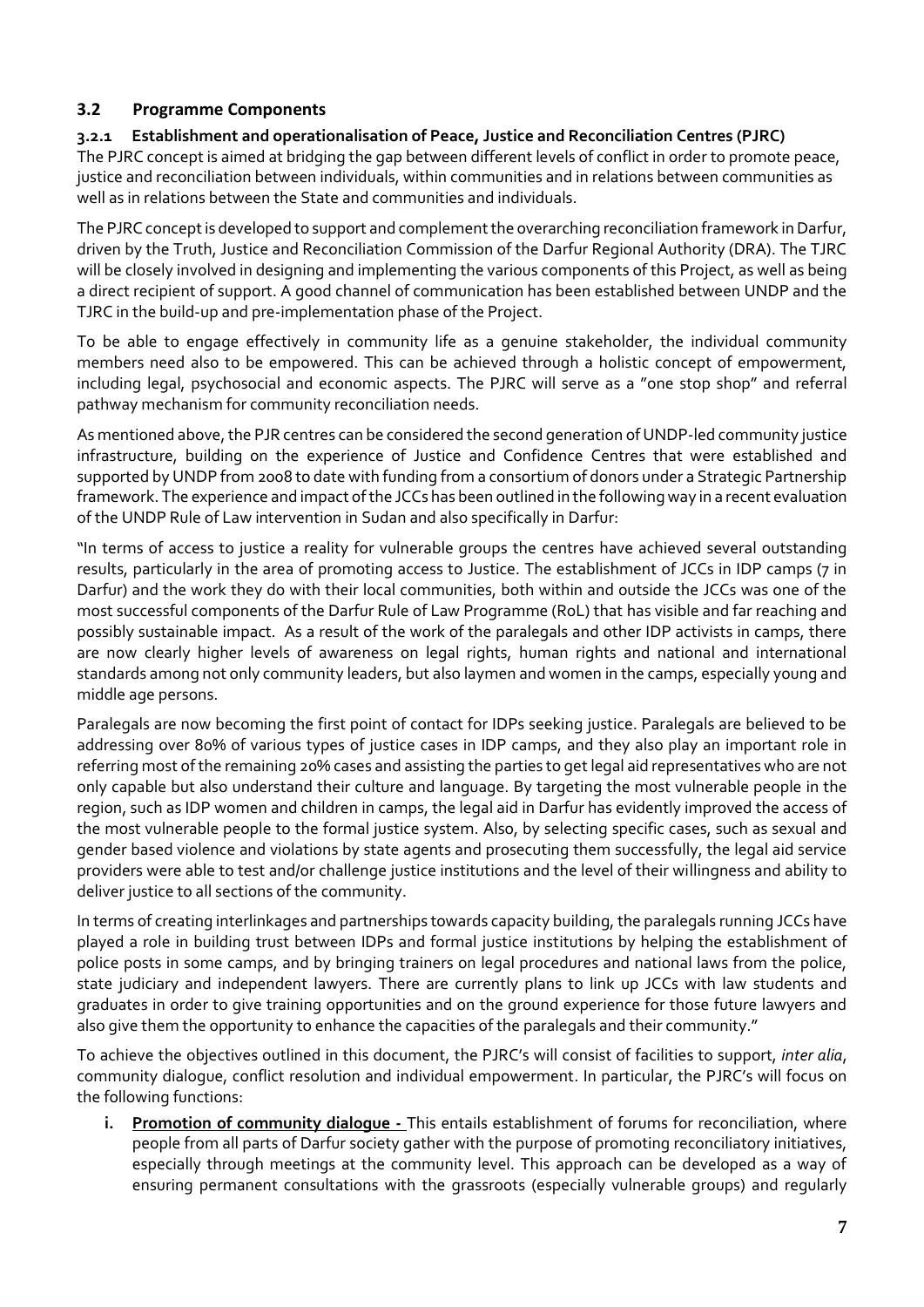## 3.2 Programme Components

### 3.2.1 Establishment and operationalisation of Peace, Justice and Reconciliation Centres (PJRC)

The PJRC concept is aimed at bridging the gap between different levels of conflict in order to promote peace, justice and reconciliation between individuals, within communities and in relations between communities as well as in relations between the State and communities and individuals.

The PJRC concept is developed to support and complement the overarching reconciliation framework in Darfur, driven by the Truth, Justice and Reconciliation Commission of the Darfur Regional Authority (DRA). The TJRC will be closely involved in designing and implementing the various components of this Project, as well as being a direct recipient of support. A good channel of communication has been established between UNDP and the TJRC in the build-up and pre-implementation phase of the Project.

To be able to engage effectively in community life as a genuine stakeholder, the individual community members need also to be empowered. This can be achieved through a holistic concept of empowerment, including legal, psychosocial and economic aspects. The PJRC will serve as a "one stop shop" and referral pathway mechanism for community reconciliation needs.

As mentioned above, the PJR centres can be considered the second generation of UNDP-led community justice infrastructure, building on the experience of Justice and Confidence Centres that were established and supported by UNDP from 2008 to date with funding from a consortium of donors under a Strategic Partnership framework. The experience and impact of the JCCs has been outlined in the following way in a recent evaluation of the UNDP Rule of Law intervention in Sudan and also specifically in Darfur:

"In terms of access to justice a reality for vulnerable groups the centres have achieved several outstanding results, particularly in the area of promoting access to Justice. The establishment of JCCs in IDP camps (7 in Darfur) and the work they do with their local communities, both within and outside the JCCs was one of the most successful components of the Darfur Rule of Law Programme (RoL) that has visible and far reaching and possibly sustainable impact. As a result of the work of the paralegals and other IDP activists in camps, there are now clearly higher levels of awareness on legal rights, human rights and national and international standards among not only community leaders, but also laymen and women in the camps, especially young and middle age persons.

Paralegals are now becoming the first point of contact for IDPs seeking justice. Paralegals are believed to be addressing over 80% of various types of justice cases in IDP camps, and they also play an important role in referring most of the remaining 20% cases and assisting the parties to get legal aid representatives who are not only capable but also understand their culture and language. By targeting the most vulnerable people in the region, such as IDP women and children in camps, the legal aid in Darfur has evidently improved the access of the most vulnerable people to the formal justice system. Also, by selecting specific cases, such as sexual and gender based violence and violations by state agents and prosecuting them successfully, the legal aid service providers were able to test and/or challenge justice institutions and the level of their willingness and ability to deliver justice to all sections of the community.

In terms of creating interlinkages and partnerships towards capacity building, the paralegals running JCCs have played a role in building trust between IDPs and formal justice institutions by helping the establishment of police posts in some camps, and by bringing trainers on legal procedures and national laws from the police, state judiciary and independent lawyers. There are currently plans to link up JCCs with law students and graduates in order to give training opportunities and on the ground experience for those future lawyers and also give them the opportunity to enhance the capacities of the paralegals and their community."

To achieve the objectives outlined in this document, the PJRC's will consist of facilities to support, *inter alia*, community dialogue, conflict resolution and individual empowerment. In particular, the PJRC's will focus on the following functions:

i. **Promotion of community dialogue -** This entails establishment of forums for reconciliation, where people from all parts of Darfur society gather with the purpose of promoting reconciliatory initiatives, especially through meetings at the community level. This approach can be developed as a way of ensuring permanent consultations with the grassroots (especially vulnerable groups) and regularly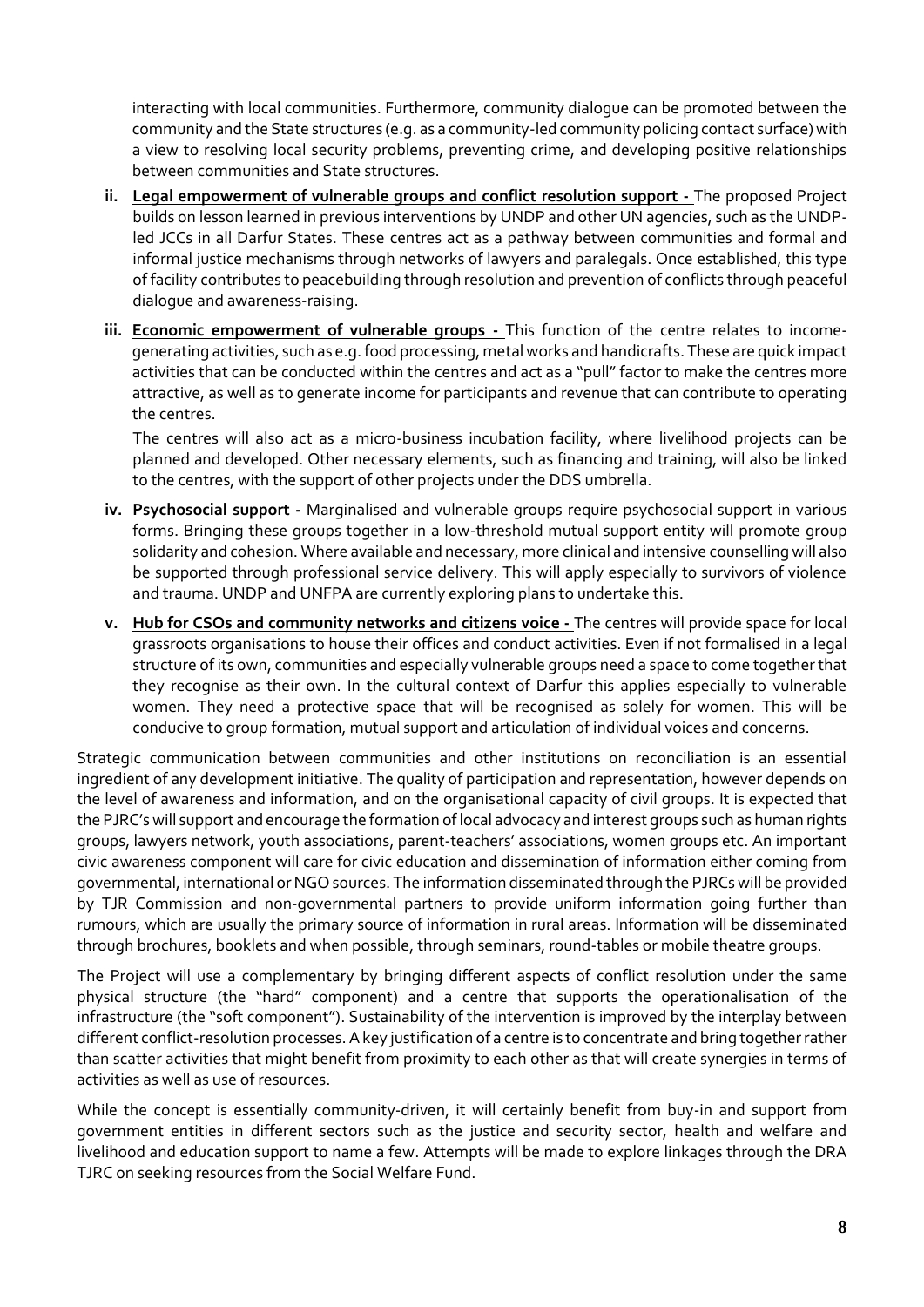interacting with local communities. Furthermore, community dialogue can be promoted between the community and the State structures (e.g. as a community-led community policing contact surface) with a view to resolving local security problems, preventing crime, and developing positive relationships between communities and State structures.

ii. **Legal empowerment of vulnerable groups and conflict resolution support -** The proposed Project builds on lesson learned in previous interventions by UNDP and other UN agencies, such as the UNDP-led JCCs in all Darfur States. These centres act as a pathway between communities and formal and informal justice mechanisms through networks of lawyers and paralegals. Once established, this type of facility contributes to peacebuilding through resolution and prevention of conflicts through peaceful dialogue and awareness-raising.

iii. **Economic empowerment of vulnerable groups -** This function of the centre relates to income-generating activities, such as e.g. food processing, metal works and handicrafts. These are quick impact activities that can be conducted within the centres and act as a "pull" factor to make the centres more attractive, as well as to generate income for participants and revenue that can contribute to operating the centres.

   The centres will also act as a micro-business incubation facility, where livelihood projects can be planned and developed. Other necessary elements, such as financing and training, will also be linked to the centres, with the support of other projects under the DDS umbrella.

iv. **Psychosocial support -** Marginalised and vulnerable groups require psychosocial support in various forms. Bringing these groups together in a low-threshold mutual support entity will promote group solidarity and cohesion. Where available and necessary, more clinical and intensive counselling will also be supported through professional service delivery. This will apply especially to survivors of violence and trauma. UNDP and UNFPA are currently exploring plans to undertake this.

v. **Hub for CSOs and community networks and citizens voice -** The centres will provide space for local grassroots organisations to house their offices and conduct activities. Even if not formalised in a legal structure of its own, communities and especially vulnerable groups need a space to come together that they recognise as their own. In the cultural context of Darfur this applies especially to vulnerable women. They need a protective space that will be recognised as solely for women. This will be conducive to group formation, mutual support and articulation of individual voices and concerns.

Strategic communication between communities and other institutions on reconciliation is an essential ingredient of any development initiative. The quality of participation and representation, however depends on the level of awareness and information, and on the organisational capacity of civil groups. It is expected that the PJRC's will support and encourage the formation of local advocacy and interest groups such as human rights groups, lawyers network, youth associations, parent-teachers' associations, women groups etc. An important civic awareness component will care for civic education and dissemination of information either coming from governmental, international or NGO sources. The information disseminated through the PJRCs will be provided by TJR Commission and non-governmental partners to provide uniform information going further than rumours, which are usually the primary source of information in rural areas. Information will be disseminated through brochures, booklets and when possible, through seminars, round-tables or mobile theatre groups.

The Project will use a complementary by bringing different aspects of conflict resolution under the same physical structure (the "hard" component) and a centre that supports the operationalisation of the infrastructure (the "soft component"). Sustainability of the intervention is improved by the interplay between different conflict-resolution processes. A key justification of a centre is to concentrate and bring together rather than scatter activities that might benefit from proximity to each other as that will create synergies in terms of activities as well as use of resources.

While the concept is essentially community-driven, it will certainly benefit from buy-in and support from government entities in different sectors such as the justice and security sector, health and welfare and livelihood and education support to name a few. Attempts will be made to explore linkages through the DRA TJRC on seeking resources from the Social Welfare Fund.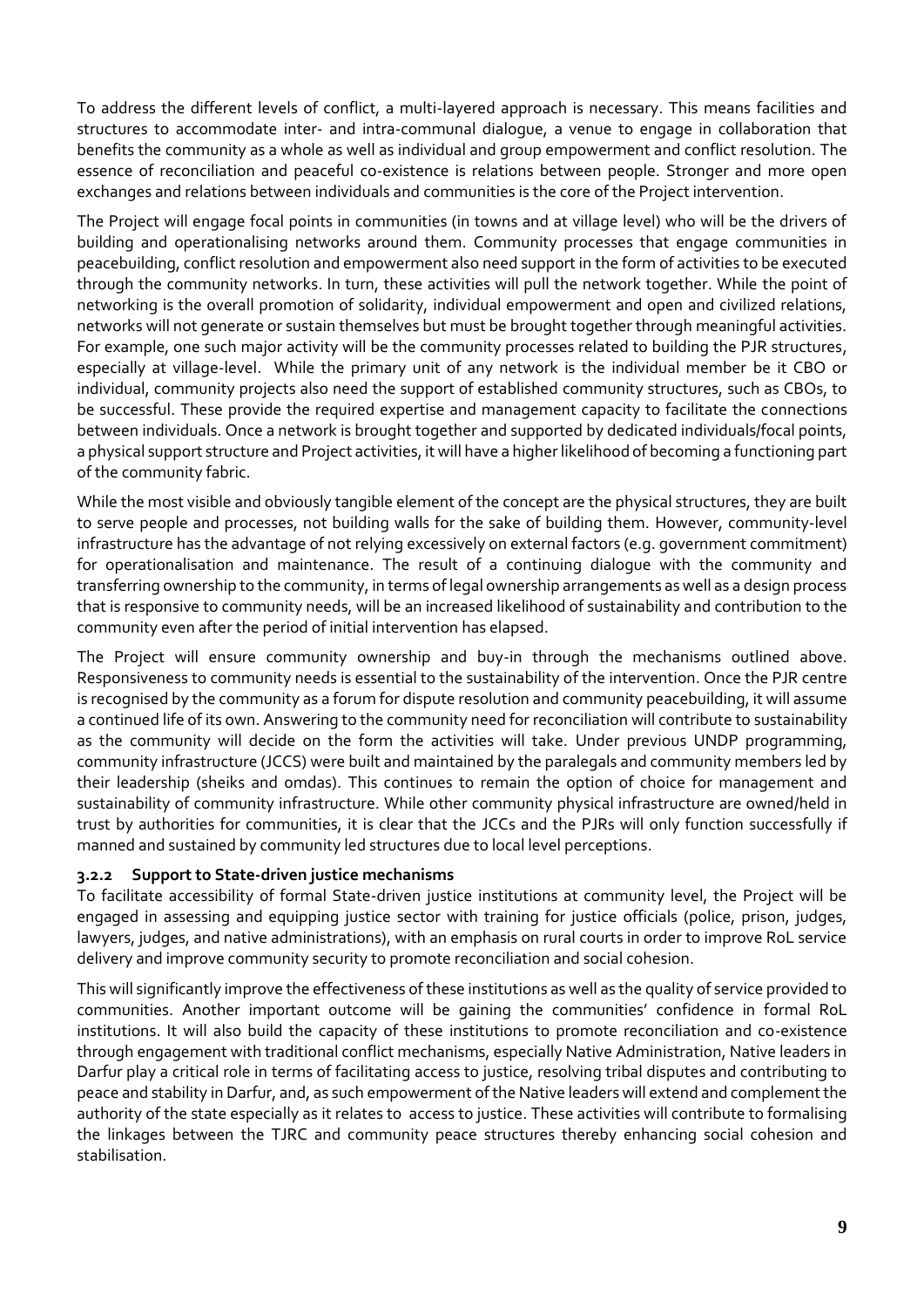To address the different levels of conflict, a multi-layered approach is necessary. This means facilities and structures to accommodate inter- and intra-communal dialogue, a venue to engage in collaboration that benefits the community as a whole as well as individual and group empowerment and conflict resolution. The essence of reconciliation and peaceful co-existence is relations between people. Stronger and more open exchanges and relations between individuals and communities is the core of the Project intervention.

The Project will engage focal points in communities (in towns and at village level) who will be the drivers of building and operationalising networks around them. Community processes that engage communities in peacebuilding, conflict resolution and empowerment also need support in the form of activities to be executed through the community networks. In turn, these activities will pull the network together. While the point of networking is the overall promotion of solidarity, individual empowerment and open and civilized relations, networks will not generate or sustain themselves but must be brought together through meaningful activities. For example, one such major activity will be the community processes related to building the PJR structures, especially at village-level. While the primary unit of any network is the individual member be it CBO or individual, community projects also need the support of established community structures, such as CBOs, to be successful. These provide the required expertise and management capacity to facilitate the connections between individuals. Once a network is brought together and supported by dedicated individuals/focal points, a physical support structure and Project activities, it will have a higher likelihood of becoming a functioning part of the community fabric.

While the most visible and obviously tangible element of the concept are the physical structures, they are built to serve people and processes, not building walls for the sake of building them. However, community-level infrastructure has the advantage of not relying excessively on external factors (e.g. government commitment) for operationalisation and maintenance. The result of a continuing dialogue with the community and transferring ownership to the community, in terms of legal ownership arrangements as well as a design process that is responsive to community needs, will be an increased likelihood of sustainability and contribution to the community even after the period of initial intervention has elapsed.

The Project will ensure community ownership and buy-in through the mechanisms outlined above. Responsiveness to community needs is essential to the sustainability of the intervention. Once the PJR centre is recognised by the community as a forum for dispute resolution and community peacebuilding, it will assume a continued life of its own. Answering to the community need for reconciliation will contribute to sustainability as the community will decide on the form the activities will take. Under previous UNDP programming, community infrastructure (JCCS) were built and maintained by the paralegals and community members led by their leadership (sheiks and omdas). This continues to remain the option of choice for management and sustainability of community infrastructure. While other community physical infrastructure are owned/held in trust by authorities for communities, it is clear that the JCCs and the PJRs will only function successfully if manned and sustained by community led structures due to local level perceptions.

### 3.2.2 Support to State-driven justice mechanisms

To facilitate accessibility of formal State-driven justice institutions at community level, the Project will be engaged in assessing and equipping justice sector with training for justice officials (police, prison, judges, lawyers, judges, and native administrations), with an emphasis on rural courts in order to improve RoL service delivery and improve community security to promote reconciliation and social cohesion.

This will significantly improve the effectiveness of these institutions as well as the quality of service provided to communities. Another important outcome will be gaining the communities' confidence in formal RoL institutions. It will also build the capacity of these institutions to promote reconciliation and co-existence through engagement with traditional conflict mechanisms, especially Native Administration, Native leaders in Darfur play a critical role in terms of facilitating access to justice, resolving tribal disputes and contributing to peace and stability in Darfur, and, as such empowerment of the Native leaders will extend and complement the authority of the state especially as it relates to access to justice. These activities will contribute to formalising the linkages between the TJRC and community peace structures thereby enhancing social cohesion and stabilisation.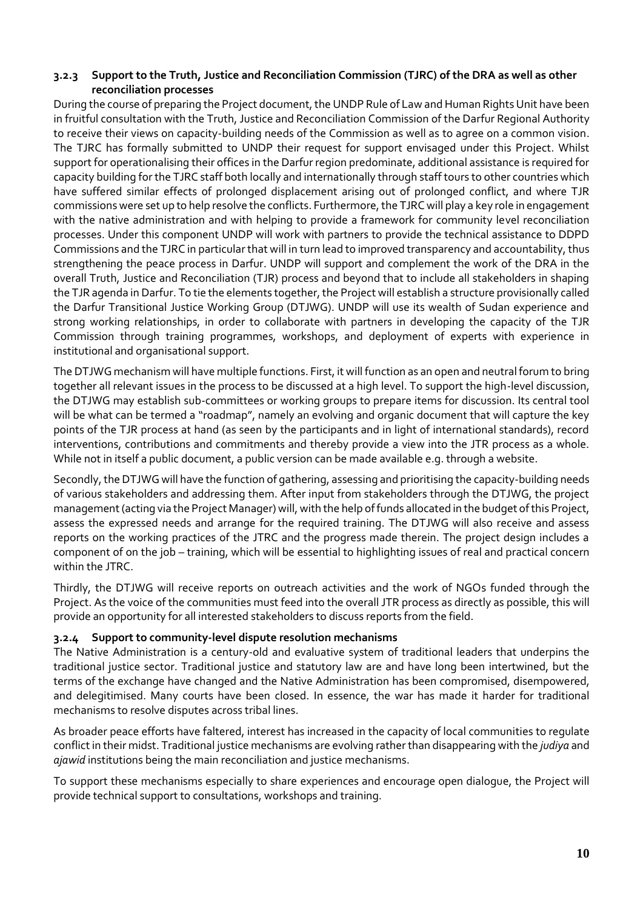### 3.2.3 Support to the Truth, Justice and Reconciliation Commission (TJRC) of the DRA as well as other reconciliation processes

During the course of preparing the Project document, the UNDP Rule of Law and Human Rights Unit have been in fruitful consultation with the Truth, Justice and Reconciliation Commission of the Darfur Regional Authority to receive their views on capacity-building needs of the Commission as well as to agree on a common vision. The TJRC has formally submitted to UNDP their request for support envisaged under this Project. Whilst support for operationalising their offices in the Darfur region predominate, additional assistance is required for capacity building for the TJRC staff both locally and internationally through staff tours to other countries which have suffered similar effects of prolonged displacement arising out of prolonged conflict, and where TJR commissions were set up to help resolve the conflicts. Furthermore, the TJRC will play a key role in engagement with the native administration and with helping to provide a framework for community level reconciliation processes. Under this component UNDP will work with partners to provide the technical assistance to DDPD Commissions and the TJRC in particular that will in turn lead to improved transparency and accountability, thus strengthening the peace process in Darfur. UNDP will support and complement the work of the DRA in the overall Truth, Justice and Reconciliation (TJR) process and beyond that to include all stakeholders in shaping the TJR agenda in Darfur. To tie the elements together, the Project will establish a structure provisionally called the Darfur Transitional Justice Working Group (DTJWG). UNDP will use its wealth of Sudan experience and strong working relationships, in order to collaborate with partners in developing the capacity of the TJR Commission through training programmes, workshops, and deployment of experts with experience in institutional and organisational support.

The DTJWG mechanism will have multiple functions. First, it will function as an open and neutral forum to bring together all relevant issues in the process to be discussed at a high level. To support the high-level discussion, the DTJWG may establish sub-committees or working groups to prepare items for discussion. Its central tool will be what can be termed a "roadmap", namely an evolving and organic document that will capture the key points of the TJR process at hand (as seen by the participants and in light of international standards), record interventions, contributions and commitments and thereby provide a view into the JTR process as a whole. While not in itself a public document, a public version can be made available e.g. through a website.

Secondly, the DTJWG will have the function of gathering, assessing and prioritising the capacity-building needs of various stakeholders and addressing them. After input from stakeholders through the DTJWG, the project management (acting via the Project Manager) will, with the help of funds allocated in the budget of this Project, assess the expressed needs and arrange for the required training. The DTJWG will also receive and assess reports on the working practices of the JTRC and the progress made therein. The project design includes a component of on the job – training, which will be essential to highlighting issues of real and practical concern within the JTRC.

Thirdly, the DTJWG will receive reports on outreach activities and the work of NGOs funded through the Project. As the voice of the communities must feed into the overall JTR process as directly as possible, this will provide an opportunity for all interested stakeholders to discuss reports from the field.

### 3.2.4 Support to community-level dispute resolution mechanisms

The Native Administration is a century-old and evaluative system of traditional leaders that underpins the traditional justice sector. Traditional justice and statutory law are and have long been intertwined, but the terms of the exchange have changed and the Native Administration has been compromised, disempowered, and delegitimised. Many courts have been closed. In essence, the war has made it harder for traditional mechanisms to resolve disputes across tribal lines.

As broader peace efforts have faltered, interest has increased in the capacity of local communities to regulate conflict in their midst. Traditional justice mechanisms are evolving rather than disappearing with the *judiya* and *ajawid* institutions being the main reconciliation and justice mechanisms.

To support these mechanisms especially to share experiences and encourage open dialogue, the Project will provide technical support to consultations, workshops and training.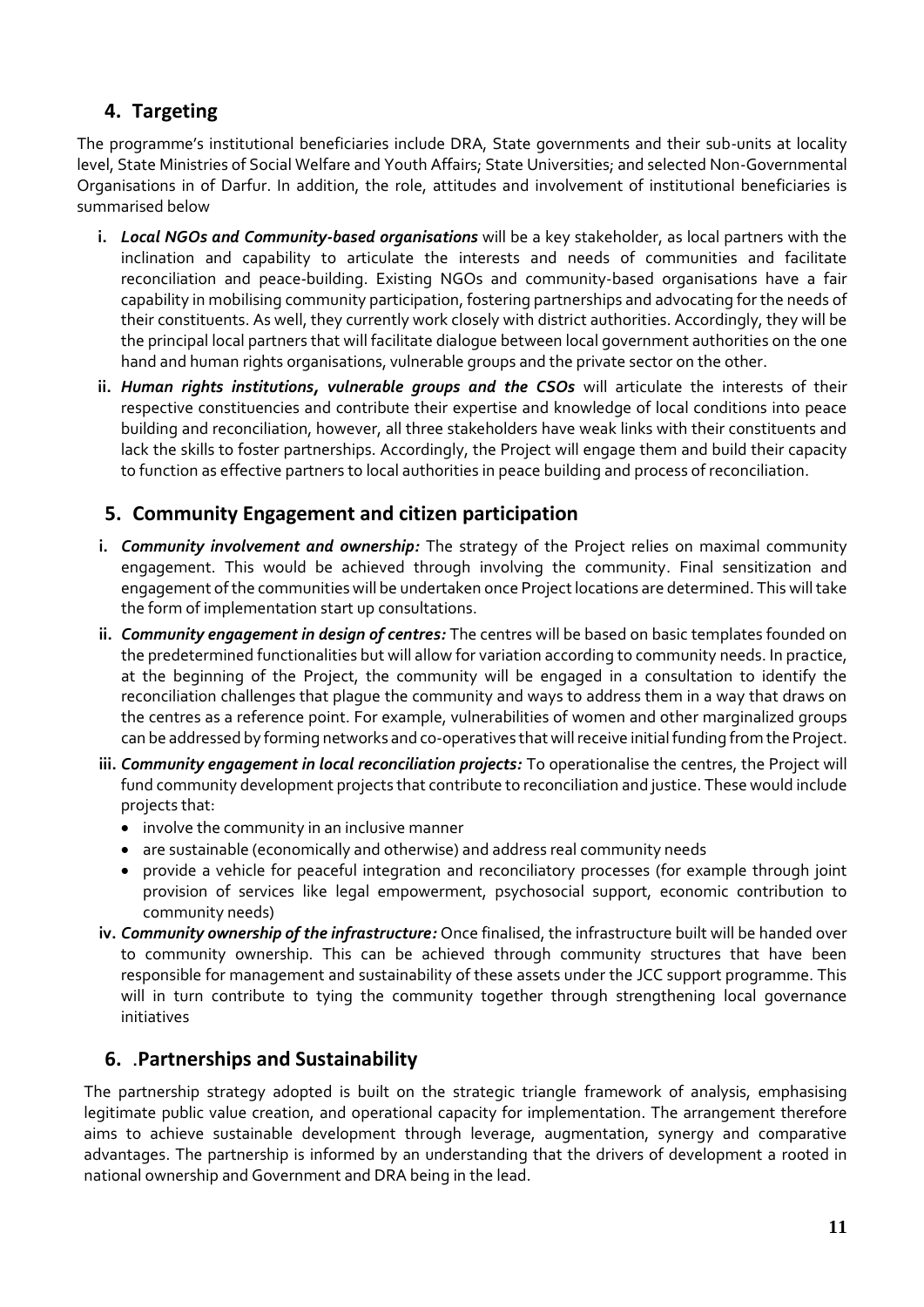## 4. Targeting

The programme's institutional beneficiaries include DRA, State governments and their sub-units at locality level, State Ministries of Social Welfare and Youth Affairs; State Universities; and selected Non-Governmental Organisations in of Darfur. In addition, the role, attitudes and involvement of institutional beneficiaries is summarised below

i. ***Local NGOs and Community-based organisations*** will be a key stakeholder, as local partners with the inclination and capability to articulate the interests and needs of communities and facilitate reconciliation and peace-building. Existing NGOs and community-based organisations have a fair capability in mobilising community participation, fostering partnerships and advocating for the needs of their constituents. As well, they currently work closely with district authorities. Accordingly, they will be the principal local partners that will facilitate dialogue between local government authorities on the one hand and human rights organisations, vulnerable groups and the private sector on the other.

ii. ***Human rights institutions, vulnerable groups and the CSOs*** will articulate the interests of their respective constituencies and contribute their expertise and knowledge of local conditions into peace building and reconciliation, however, all three stakeholders have weak links with their constituents and lack the skills to foster partnerships. Accordingly, the Project will engage them and build their capacity to function as effective partners to local authorities in peace building and process of reconciliation.

## 5. Community Engagement and citizen participation

i. ***Community involvement and ownership:*** The strategy of the Project relies on maximal community engagement. This would be achieved through involving the community. Final sensitization and engagement of the communities will be undertaken once Project locations are determined. This will take the form of implementation start up consultations.

ii. ***Community engagement in design of centres:*** The centres will be based on basic templates founded on the predetermined functionalities but will allow for variation according to community needs. In practice, at the beginning of the Project, the community will be engaged in a consultation to identify the reconciliation challenges that plague the community and ways to address them in a way that draws on the centres as a reference point. For example, vulnerabilities of women and other marginalized groups can be addressed by forming networks and co-operatives that will receive initial funding from the Project.

iii. ***Community engagement in local reconciliation projects:*** To operationalise the centres, the Project will fund community development projects that contribute to reconciliation and justice. These would include projects that:
   - involve the community in an inclusive manner
   - are sustainable (economically and otherwise) and address real community needs
   - provide a vehicle for peaceful integration and reconciliatory processes (for example through joint provision of services like legal empowerment, psychosocial support, economic contribution to community needs)

iv. ***Community ownership of the infrastructure:*** Once finalised, the infrastructure built will be handed over to community ownership. This can be achieved through community structures that have been responsible for management and sustainability of these assets under the JCC support programme. This will in turn contribute to tying the community together through strengthening local governance initiatives

## 6. .Partnerships and Sustainability

The partnership strategy adopted is built on the strategic triangle framework of analysis, emphasising legitimate public value creation, and operational capacity for implementation. The arrangement therefore aims to achieve sustainable development through leverage, augmentation, synergy and comparative advantages. The partnership is informed by an understanding that the drivers of development a rooted in national ownership and Government and DRA being in the lead.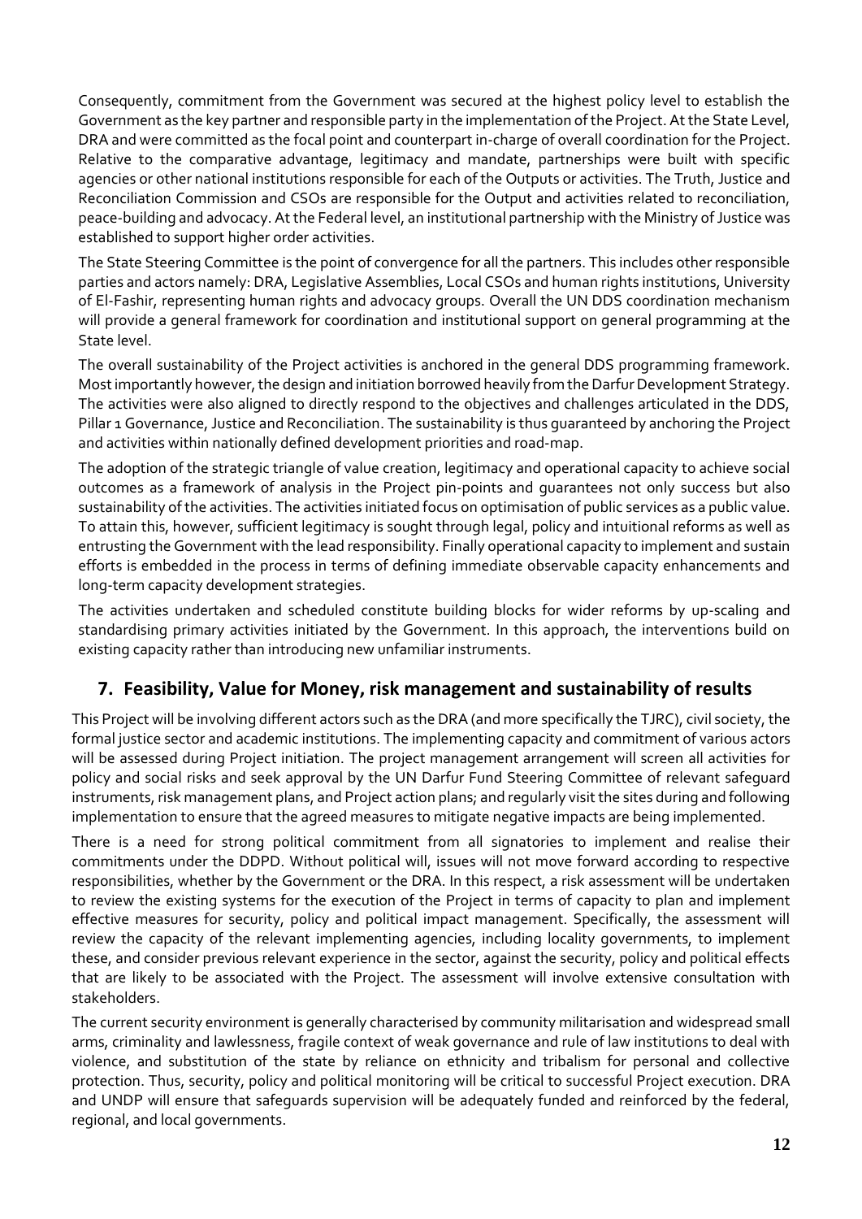Consequently, commitment from the Government was secured at the highest policy level to establish the Government as the key partner and responsible party in the implementation of the Project. At the State Level, DRA and were committed as the focal point and counterpart in-charge of overall coordination for the Project. Relative to the comparative advantage, legitimacy and mandate, partnerships were built with specific agencies or other national institutions responsible for each of the Outputs or activities. The Truth, Justice and Reconciliation Commission and CSOs are responsible for the Output and activities related to reconciliation, peace-building and advocacy. At the Federal level, an institutional partnership with the Ministry of Justice was established to support higher order activities.

The State Steering Committee is the point of convergence for all the partners. This includes other responsible parties and actors namely: DRA, Legislative Assemblies, Local CSOs and human rights institutions, University of El-Fashir, representing human rights and advocacy groups. Overall the UN DDS coordination mechanism will provide a general framework for coordination and institutional support on general programming at the State level.

The overall sustainability of the Project activities is anchored in the general DDS programming framework. Most importantly however, the design and initiation borrowed heavily from the Darfur Development Strategy. The activities were also aligned to directly respond to the objectives and challenges articulated in the DDS, Pillar 1 Governance, Justice and Reconciliation. The sustainability is thus guaranteed by anchoring the Project and activities within nationally defined development priorities and road-map.

The adoption of the strategic triangle of value creation, legitimacy and operational capacity to achieve social outcomes as a framework of analysis in the Project pin-points and guarantees not only success but also sustainability of the activities. The activities initiated focus on optimisation of public services as a public value. To attain this, however, sufficient legitimacy is sought through legal, policy and intuitional reforms as well as entrusting the Government with the lead responsibility. Finally operational capacity to implement and sustain efforts is embedded in the process in terms of defining immediate observable capacity enhancements and long-term capacity development strategies.

The activities undertaken and scheduled constitute building blocks for wider reforms by up-scaling and standardising primary activities initiated by the Government. In this approach, the interventions build on existing capacity rather than introducing new unfamiliar instruments.

## 7. Feasibility, Value for Money, risk management and sustainability of results

This Project will be involving different actors such as the DRA (and more specifically the TJRC), civil society, the formal justice sector and academic institutions. The implementing capacity and commitment of various actors will be assessed during Project initiation. The project management arrangement will screen all activities for policy and social risks and seek approval by the UN Darfur Fund Steering Committee of relevant safeguard instruments, risk management plans, and Project action plans; and regularly visit the sites during and following implementation to ensure that the agreed measures to mitigate negative impacts are being implemented.

There is a need for strong political commitment from all signatories to implement and realise their commitments under the DDPD. Without political will, issues will not move forward according to respective responsibilities, whether by the Government or the DRA. In this respect, a risk assessment will be undertaken to review the existing systems for the execution of the Project in terms of capacity to plan and implement effective measures for security, policy and political impact management. Specifically, the assessment will review the capacity of the relevant implementing agencies, including locality governments, to implement these, and consider previous relevant experience in the sector, against the security, policy and political effects that are likely to be associated with the Project. The assessment will involve extensive consultation with stakeholders.

The current security environment is generally characterised by community militarisation and widespread small arms, criminality and lawlessness, fragile context of weak governance and rule of law institutions to deal with violence, and substitution of the state by reliance on ethnicity and tribalism for personal and collective protection. Thus, security, policy and political monitoring will be critical to successful Project execution. DRA and UNDP will ensure that safeguards supervision will be adequately funded and reinforced by the federal, regional, and local governments.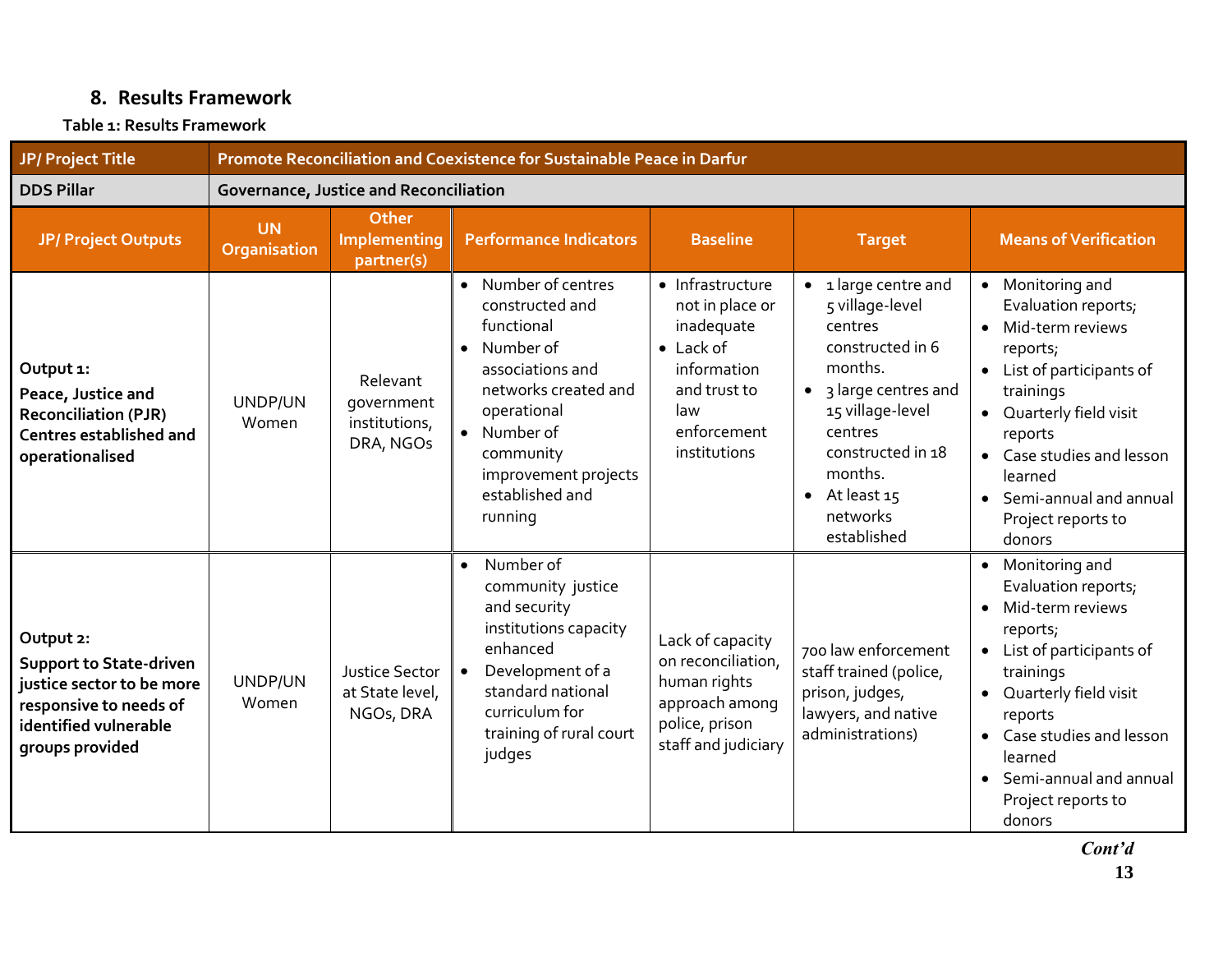## 8. Results Framework

**Table 1: Results Framework**

| **JP/ Project Title** | **Promote Reconciliation and Coexistence for Sustainable Peace in Darfur** | | | | | |
|---|---|---|---|---|---|---|
| **DDS Pillar** | **Governance, Justice and Reconciliation** | | | | | |
| **JP/ Project Outputs** | **UN Organisation** | **Other Implementing partner(s)** | **Performance Indicators** | **Baseline** | **Target** | **Means of Verification** |
| **Output 1:** **Peace, Justice and Reconciliation (PJR) Centres established and operationalised** | UNDP/UN Women | Relevant government institutions, DRA, NGOs | • Number of centres constructed and functional<br>• Number of associations and networks created and operational<br>• Number of community improvement projects established and running | • Infrastructure not in place or inadequate<br>• Lack of information and trust to law enforcement institutions | • 1 large centre and 5 village-level centres constructed in 6 months.<br>• 3 large centres and 15 village-level centres constructed in 18 months.<br>• At least 15 networks established | • Monitoring and Evaluation reports;<br>• Mid-term reviews reports;<br>• List of participants of trainings<br>• Quarterly field visit reports<br>• Case studies and lesson learned<br>• Semi-annual and annual Project reports to donors |
| **Output 2:** **Support to State-driven justice sector to be more responsive to needs of identified vulnerable groups provided** | UNDP/UN Women | Justice Sector at State level, NGOs, DRA | • Number of community justice and security institutions capacity enhanced<br>• Development of a standard national curriculum for training of rural court judges | Lack of capacity on reconciliation, human rights approach among police, prison staff and judiciary | 700 law enforcement staff trained (police, prison, judges, lawyers, and native administrations) | • Monitoring and Evaluation reports;<br>• Mid-term reviews reports;<br>• List of participants of trainings<br>• Quarterly field visit reports<br>• Case studies and lesson learned<br>• Semi-annual and annual Project reports to donors |

*Cont'd*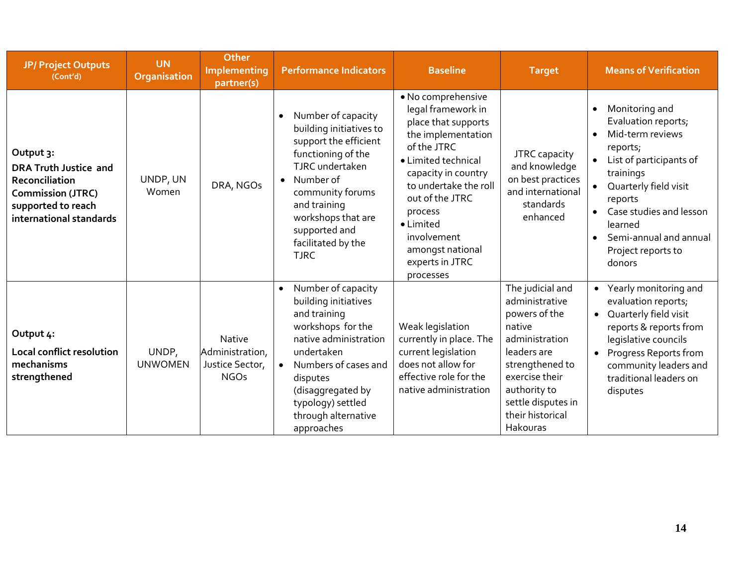| JP/ Project Outputs (Cont'd) | UN Organisation | Other Implementing partner(s) | Performance Indicators | Baseline | Target | Means of Verification |
|---|---|---|---|---|---|---|
| **Output 3:** **DRA Truth Justice and Reconciliation Commission (JTRC) supported to reach international standards** | UNDP, UN Women | DRA, NGOs | • Number of capacity building initiatives to support the efficient functioning of the TJRC undertaken<br>• Number of community forums and training workshops that are supported and facilitated by the TJRC | • No comprehensive legal framework in place that supports the implementation of the JTRC<br>• Limited technical capacity in country to undertake the roll out of the JTRC process<br>• Limited involvement amongst national experts in JTRC processes | JTRC capacity and knowledge on best practices and international standards enhanced | • Monitoring and Evaluation reports;<br>• Mid-term reviews reports;<br>• List of participants of trainings<br>• Quarterly field visit reports<br>• Case studies and lesson learned<br>• Semi-annual and annual Project reports to donors |
| **Output 4:** **Local conflict resolution mechanisms strengthened** | UNDP, UNWOMEN | Native Administration, Justice Sector, NGOs | • Number of capacity building initiatives and training workshops for the native administration undertaken<br>• Numbers of cases and disputes (disaggregated by typology) settled through alternative approaches | Weak legislation currently in place. The current legislation does not allow for effective role for the native administration | The judicial and administrative powers of the native administration leaders are strengthened to exercise their authority to settle disputes in their historical Hakouras | • Yearly monitoring and evaluation reports;<br>• Quarterly field visit reports & reports from legislative councils<br>• Progress Reports from community leaders and traditional leaders on disputes |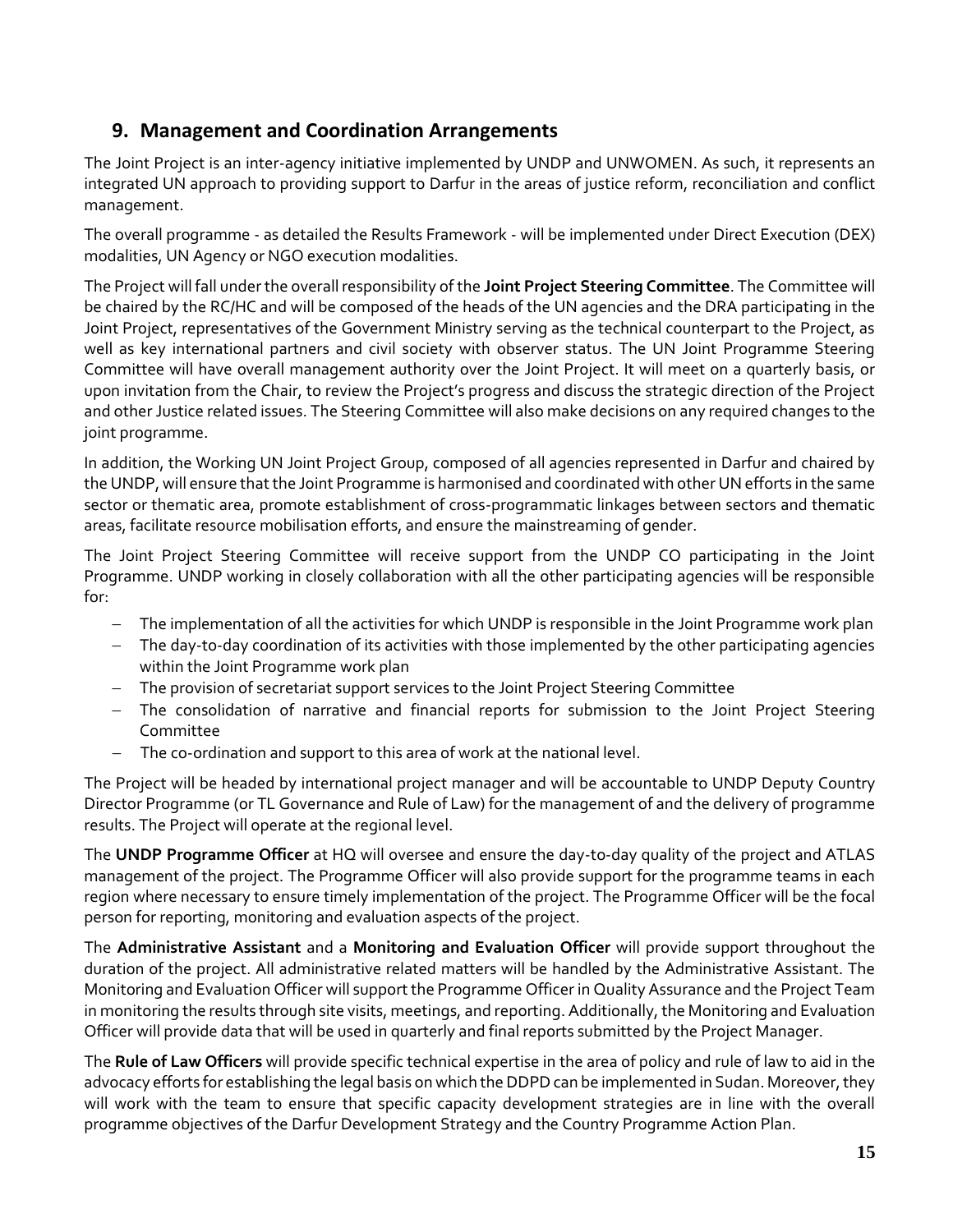## 9. Management and Coordination Arrangements

The Joint Project is an inter-agency initiative implemented by UNDP and UNWOMEN. As such, it represents an integrated UN approach to providing support to Darfur in the areas of justice reform, reconciliation and conflict management.

The overall programme - as detailed the Results Framework - will be implemented under Direct Execution (DEX) modalities, UN Agency or NGO execution modalities.

The Project will fall under the overall responsibility of the **Joint Project Steering Committee**. The Committee will be chaired by the RC/HC and will be composed of the heads of the UN agencies and the DRA participating in the Joint Project, representatives of the Government Ministry serving as the technical counterpart to the Project, as well as key international partners and civil society with observer status. The UN Joint Programme Steering Committee will have overall management authority over the Joint Project. It will meet on a quarterly basis, or upon invitation from the Chair, to review the Project's progress and discuss the strategic direction of the Project and other Justice related issues. The Steering Committee will also make decisions on any required changes to the joint programme.

In addition, the Working UN Joint Project Group, composed of all agencies represented in Darfur and chaired by the UNDP, will ensure that the Joint Programme is harmonised and coordinated with other UN efforts in the same sector or thematic area, promote establishment of cross-programmatic linkages between sectors and thematic areas, facilitate resource mobilisation efforts, and ensure the mainstreaming of gender.

The Joint Project Steering Committee will receive support from the UNDP CO participating in the Joint Programme. UNDP working in closely collaboration with all the other participating agencies will be responsible for:

- The implementation of all the activities for which UNDP is responsible in the Joint Programme work plan
- The day-to-day coordination of its activities with those implemented by the other participating agencies within the Joint Programme work plan
- The provision of secretariat support services to the Joint Project Steering Committee
- The consolidation of narrative and financial reports for submission to the Joint Project Steering Committee
- The co-ordination and support to this area of work at the national level.

The Project will be headed by international project manager and will be accountable to UNDP Deputy Country Director Programme (or TL Governance and Rule of Law) for the management of and the delivery of programme results. The Project will operate at the regional level.

The **UNDP Programme Officer** at HQ will oversee and ensure the day-to-day quality of the project and ATLAS management of the project. The Programme Officer will also provide support for the programme teams in each region where necessary to ensure timely implementation of the project. The Programme Officer will be the focal person for reporting, monitoring and evaluation aspects of the project.

The **Administrative Assistant** and a **Monitoring and Evaluation Officer** will provide support throughout the duration of the project. All administrative related matters will be handled by the Administrative Assistant. The Monitoring and Evaluation Officer will support the Programme Officer in Quality Assurance and the Project Team in monitoring the results through site visits, meetings, and reporting. Additionally, the Monitoring and Evaluation Officer will provide data that will be used in quarterly and final reports submitted by the Project Manager.

The **Rule of Law Officers** will provide specific technical expertise in the area of policy and rule of law to aid in the advocacy efforts for establishing the legal basis on which the DDPD can be implemented in Sudan. Moreover, they will work with the team to ensure that specific capacity development strategies are in line with the overall programme objectives of the Darfur Development Strategy and the Country Programme Action Plan.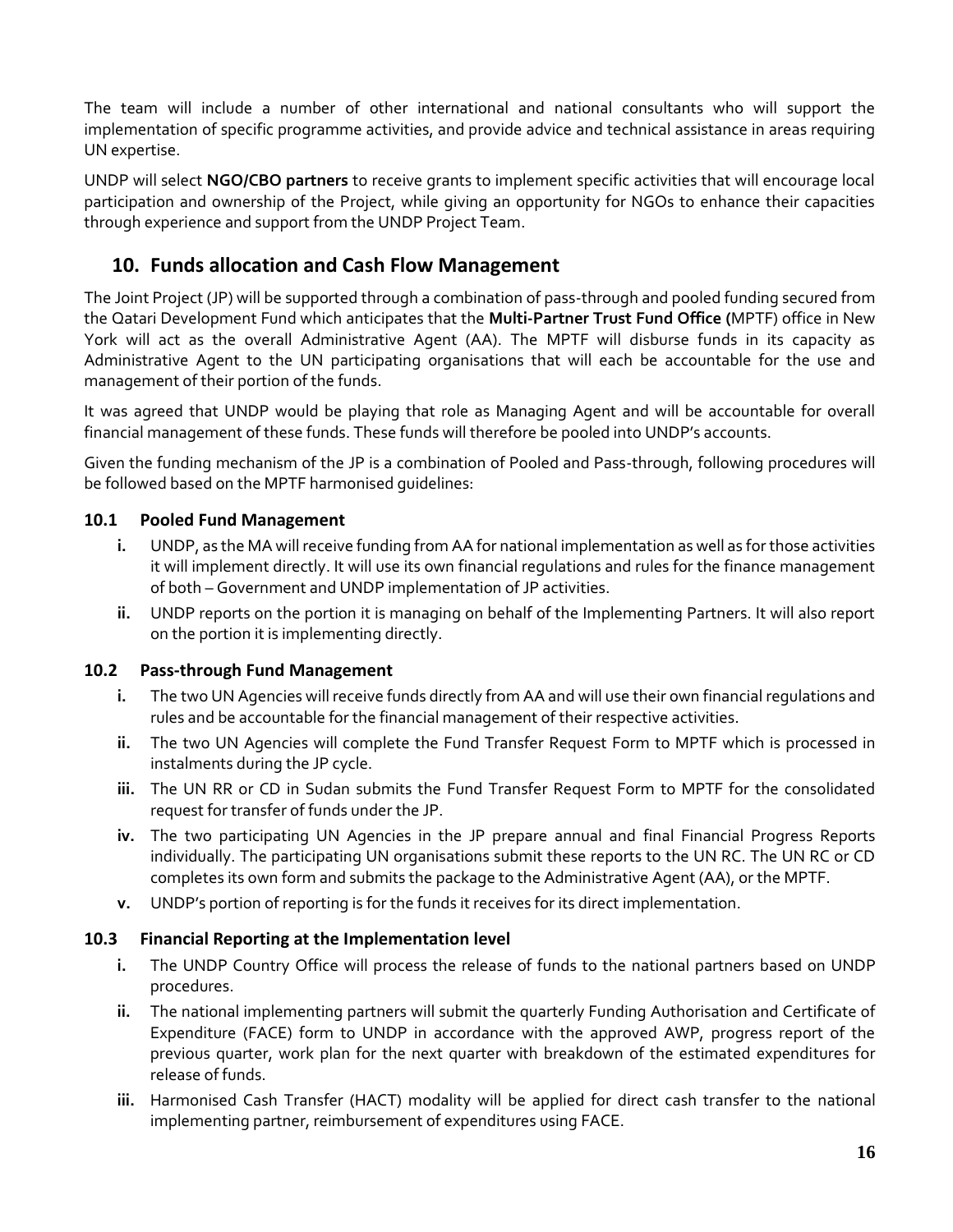The team will include a number of other international and national consultants who will support the implementation of specific programme activities, and provide advice and technical assistance in areas requiring UN expertise.

UNDP will select **NGO/CBO partners** to receive grants to implement specific activities that will encourage local participation and ownership of the Project, while giving an opportunity for NGOs to enhance their capacities through experience and support from the UNDP Project Team.

## 10. Funds allocation and Cash Flow Management

The Joint Project (JP) will be supported through a combination of pass-through and pooled funding secured from the Qatari Development Fund which anticipates that the **Multi-Partner Trust Fund Office (**MPTF) office in New York will act as the overall Administrative Agent (AA). The MPTF will disburse funds in its capacity as Administrative Agent to the UN participating organisations that will each be accountable for the use and management of their portion of the funds.

It was agreed that UNDP would be playing that role as Managing Agent and will be accountable for overall financial management of these funds. These funds will therefore be pooled into UNDP's accounts.

Given the funding mechanism of the JP is a combination of Pooled and Pass-through, following procedures will be followed based on the MPTF harmonised guidelines:

### 10.1 Pooled Fund Management

- **i.** UNDP, as the MA will receive funding from AA for national implementation as well as for those activities it will implement directly. It will use its own financial regulations and rules for the finance management of both – Government and UNDP implementation of JP activities.
- **ii.** UNDP reports on the portion it is managing on behalf of the Implementing Partners. It will also report on the portion it is implementing directly.

### 10.2 Pass-through Fund Management

- **i.** The two UN Agencies will receive funds directly from AA and will use their own financial regulations and rules and be accountable for the financial management of their respective activities.
- **ii.** The two UN Agencies will complete the Fund Transfer Request Form to MPTF which is processed in instalments during the JP cycle.
- **iii.** The UN RR or CD in Sudan submits the Fund Transfer Request Form to MPTF for the consolidated request for transfer of funds under the JP.
- **iv.** The two participating UN Agencies in the JP prepare annual and final Financial Progress Reports individually. The participating UN organisations submit these reports to the UN RC. The UN RC or CD completes its own form and submits the package to the Administrative Agent (AA), or the MPTF.
- **v.** UNDP's portion of reporting is for the funds it receives for its direct implementation.

### 10.3 Financial Reporting at the Implementation level

- **i.** The UNDP Country Office will process the release of funds to the national partners based on UNDP procedures.
- **ii.** The national implementing partners will submit the quarterly Funding Authorisation and Certificate of Expenditure (FACE) form to UNDP in accordance with the approved AWP, progress report of the previous quarter, work plan for the next quarter with breakdown of the estimated expenditures for release of funds.
- **iii.** Harmonised Cash Transfer (HACT) modality will be applied for direct cash transfer to the national implementing partner, reimbursement of expenditures using FACE.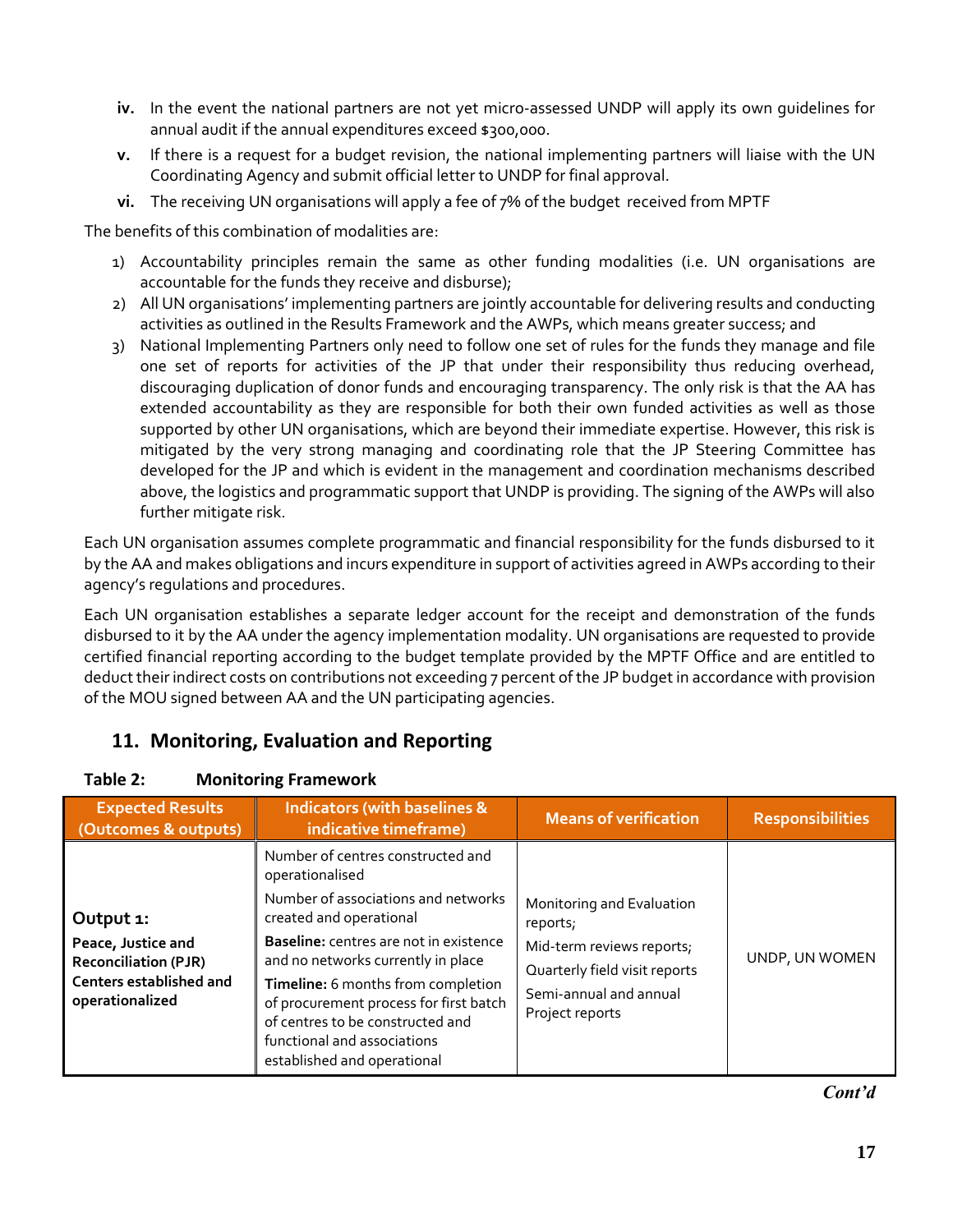- **iv.** In the event the national partners are not yet micro-assessed UNDP will apply its own guidelines for annual audit if the annual expenditures exceed $300,000.
- **v.** If there is a request for a budget revision, the national implementing partners will liaise with the UN Coordinating Agency and submit official letter to UNDP for final approval.
- **vi.** The receiving UN organisations will apply a fee of 7% of the budget received from MPTF

The benefits of this combination of modalities are:

1) Accountability principles remain the same as other funding modalities (i.e. UN organisations are accountable for the funds they receive and disburse);
2) All UN organisations' implementing partners are jointly accountable for delivering results and conducting activities as outlined in the Results Framework and the AWPs, which means greater success; and
3) National Implementing Partners only need to follow one set of rules for the funds they manage and file one set of reports for activities of the JP that under their responsibility thus reducing overhead, discouraging duplication of donor funds and encouraging transparency. The only risk is that the AA has extended accountability as they are responsible for both their own funded activities as well as those supported by other UN organisations, which are beyond their immediate expertise. However, this risk is mitigated by the very strong managing and coordinating role that the JP Steering Committee has developed for the JP and which is evident in the management and coordination mechanisms described above, the logistics and programmatic support that UNDP is providing. The signing of the AWPs will also further mitigate risk.

Each UN organisation assumes complete programmatic and financial responsibility for the funds disbursed to it by the AA and makes obligations and incurs expenditure in support of activities agreed in AWPs according to their agency's regulations and procedures.

Each UN organisation establishes a separate ledger account for the receipt and demonstration of the funds disbursed to it by the AA under the agency implementation modality. UN organisations are requested to provide certified financial reporting according to the budget template provided by the MPTF Office and are entitled to deduct their indirect costs on contributions not exceeding 7 percent of the JP budget in accordance with provision of the MOU signed between AA and the UN participating agencies.

## 11. Monitoring, Evaluation and Reporting

**Table 2: Monitoring Framework**

| Expected Results (Outcomes & outputs) | Indicators (with baselines & indicative timeframe) | Means of verification | Responsibilities |
|---|---|---|---|
| **Output 1:** **Peace, Justice and Reconciliation (PJR) Centers established and operationalized** | Number of centres constructed and operationalised<br>Number of associations and networks created and operational<br>**Baseline:** centres are not in existence and no networks currently in place<br>**Timeline:** 6 months from completion of procurement process for first batch of centres to be constructed and functional and associations established and operational | Monitoring and Evaluation reports;<br>Mid-term reviews reports;<br>Quarterly field visit reports<br>Semi-annual and annual Project reports | UNDP, UN WOMEN |

*Cont'd*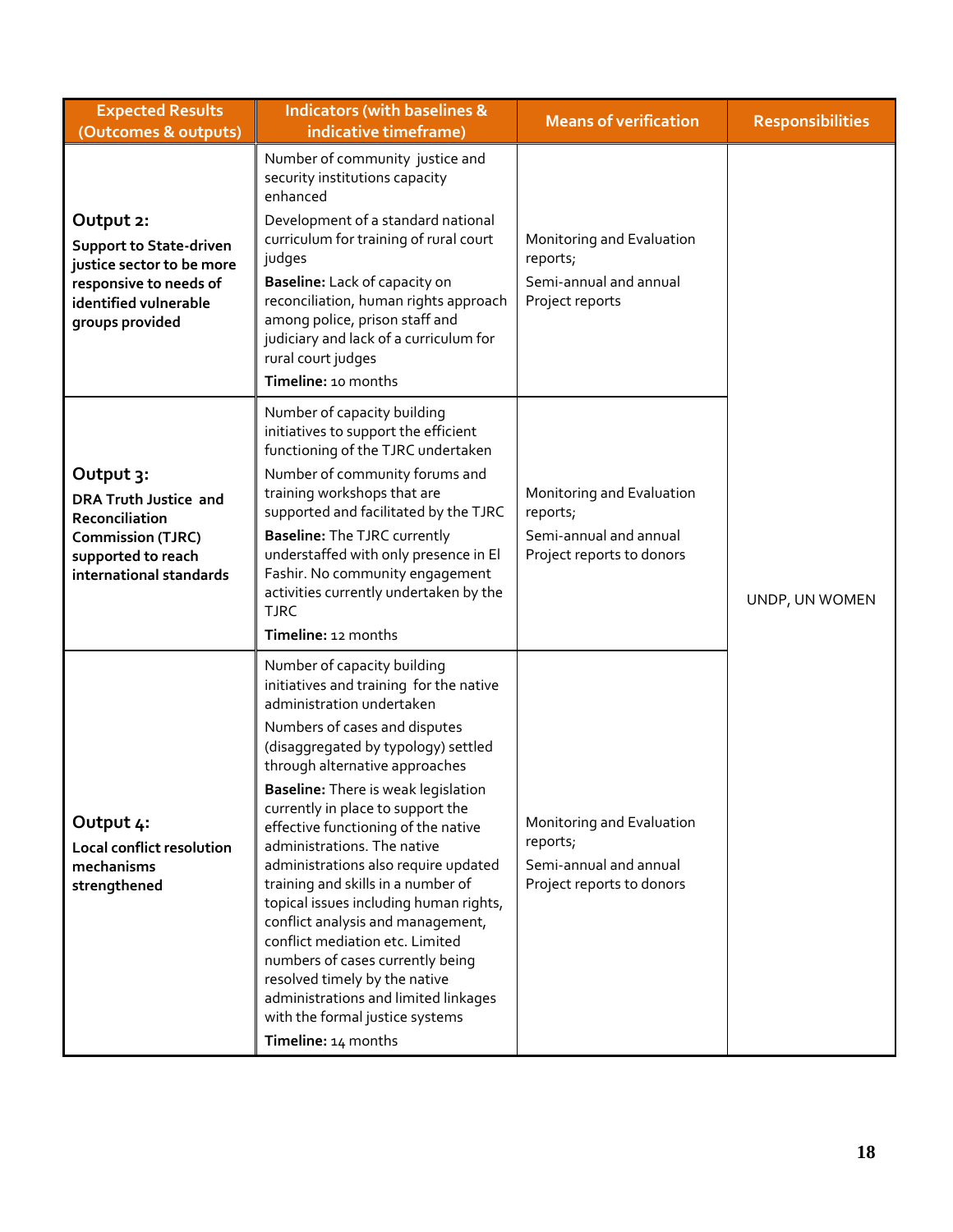| Expected Results (Outcomes & outputs) | Indicators (with baselines & indicative timeframe) | Means of verification | Responsibilities |
|---|---|---|---|
| **Output 2:** **Support to State-driven justice sector to be more responsive to needs of identified vulnerable groups provided** | Number of community justice and security institutions capacity enhanced<br>Development of a standard national curriculum for training of rural court judges<br>**Baseline:** Lack of capacity on reconciliation, human rights approach among police, prison staff and judiciary and lack of a curriculum for rural court judges<br>**Timeline:** 10 months | Monitoring and Evaluation reports;<br>Semi-annual and annual Project reports | UNDP, UN WOMEN |
| **Output 3:** **DRA Truth Justice and Reconciliation Commission (TJRC) supported to reach international standards** | Number of capacity building initiatives to support the efficient functioning of the TJRC undertaken<br>Number of community forums and training workshops that are supported and facilitated by the TJRC<br>**Baseline:** The TJRC currently understaffed with only presence in El Fashir. No community engagement activities currently undertaken by the TJRC<br>**Timeline:** 12 months | Monitoring and Evaluation reports;<br>Semi-annual and annual Project reports to donors | |
| **Output 4:** **Local conflict resolution mechanisms strengthened** | Number of capacity building initiatives and training for the native administration undertaken<br>Numbers of cases and disputes (disaggregated by typology) settled through alternative approaches<br>**Baseline:** There is weak legislation currently in place to support the effective functioning of the native administrations. The native administrations also require updated training and skills in a number of topical issues including human rights, conflict analysis and management, conflict mediation etc. Limited numbers of cases currently being resolved timely by the native administrations and limited linkages with the formal justice systems<br>**Timeline:** 14 months | Monitoring and Evaluation reports;<br>Semi-annual and annual Project reports to donors | |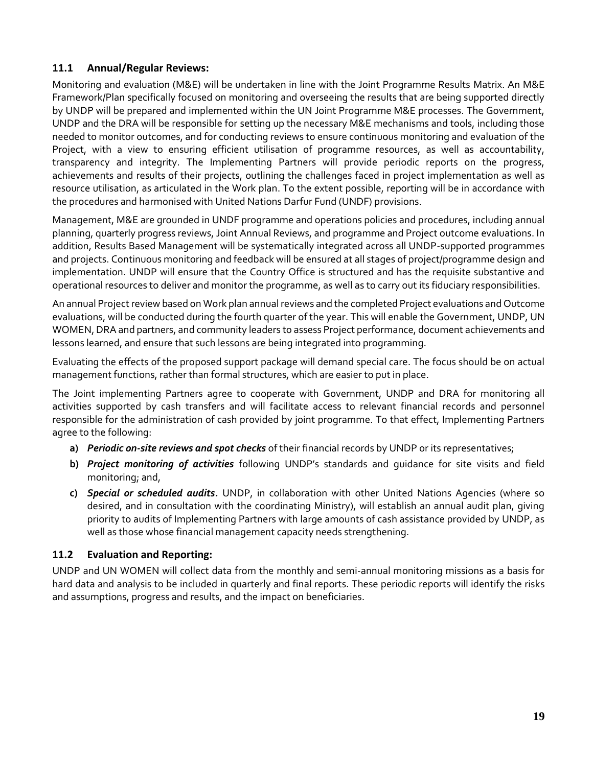### 11.1 Annual/Regular Reviews:

Monitoring and evaluation (M&E) will be undertaken in line with the Joint Programme Results Matrix. An M&E Framework/Plan specifically focused on monitoring and overseeing the results that are being supported directly by UNDP will be prepared and implemented within the UN Joint Programme M&E processes. The Government, UNDP and the DRA will be responsible for setting up the necessary M&E mechanisms and tools, including those needed to monitor outcomes, and for conducting reviews to ensure continuous monitoring and evaluation of the Project, with a view to ensuring efficient utilisation of programme resources, as well as accountability, transparency and integrity. The Implementing Partners will provide periodic reports on the progress, achievements and results of their projects, outlining the challenges faced in project implementation as well as resource utilisation, as articulated in the Work plan. To the extent possible, reporting will be in accordance with the procedures and harmonised with United Nations Darfur Fund (UNDF) provisions.

Management, M&E are grounded in UNDF programme and operations policies and procedures, including annual planning, quarterly progress reviews, Joint Annual Reviews, and programme and Project outcome evaluations. In addition, Results Based Management will be systematically integrated across all UNDP-supported programmes and projects. Continuous monitoring and feedback will be ensured at all stages of project/programme design and implementation. UNDP will ensure that the Country Office is structured and has the requisite substantive and operational resources to deliver and monitor the programme, as well as to carry out its fiduciary responsibilities.

An annual Project review based on Work plan annual reviews and the completed Project evaluations and Outcome evaluations, will be conducted during the fourth quarter of the year. This will enable the Government, UNDP, UN WOMEN, DRA and partners, and community leaders to assess Project performance, document achievements and lessons learned, and ensure that such lessons are being integrated into programming.

Evaluating the effects of the proposed support package will demand special care. The focus should be on actual management functions, rather than formal structures, which are easier to put in place.

The Joint implementing Partners agree to cooperate with Government, UNDP and DRA for monitoring all activities supported by cash transfers and will facilitate access to relevant financial records and personnel responsible for the administration of cash provided by joint programme. To that effect, Implementing Partners agree to the following:

- **a)** ***Periodic on-site reviews and spot checks*** of their financial records by UNDP or its representatives;
- **b)** ***Project monitoring of activities*** following UNDP's standards and guidance for site visits and field monitoring; and,
- **c)** ***Special or scheduled audits.*** UNDP, in collaboration with other United Nations Agencies (where so desired, and in consultation with the coordinating Ministry), will establish an annual audit plan, giving priority to audits of Implementing Partners with large amounts of cash assistance provided by UNDP, as well as those whose financial management capacity needs strengthening.

### 11.2 Evaluation and Reporting:

UNDP and UN WOMEN will collect data from the monthly and semi-annual monitoring missions as a basis for hard data and analysis to be included in quarterly and final reports. These periodic reports will identify the risks and assumptions, progress and results, and the impact on beneficiaries.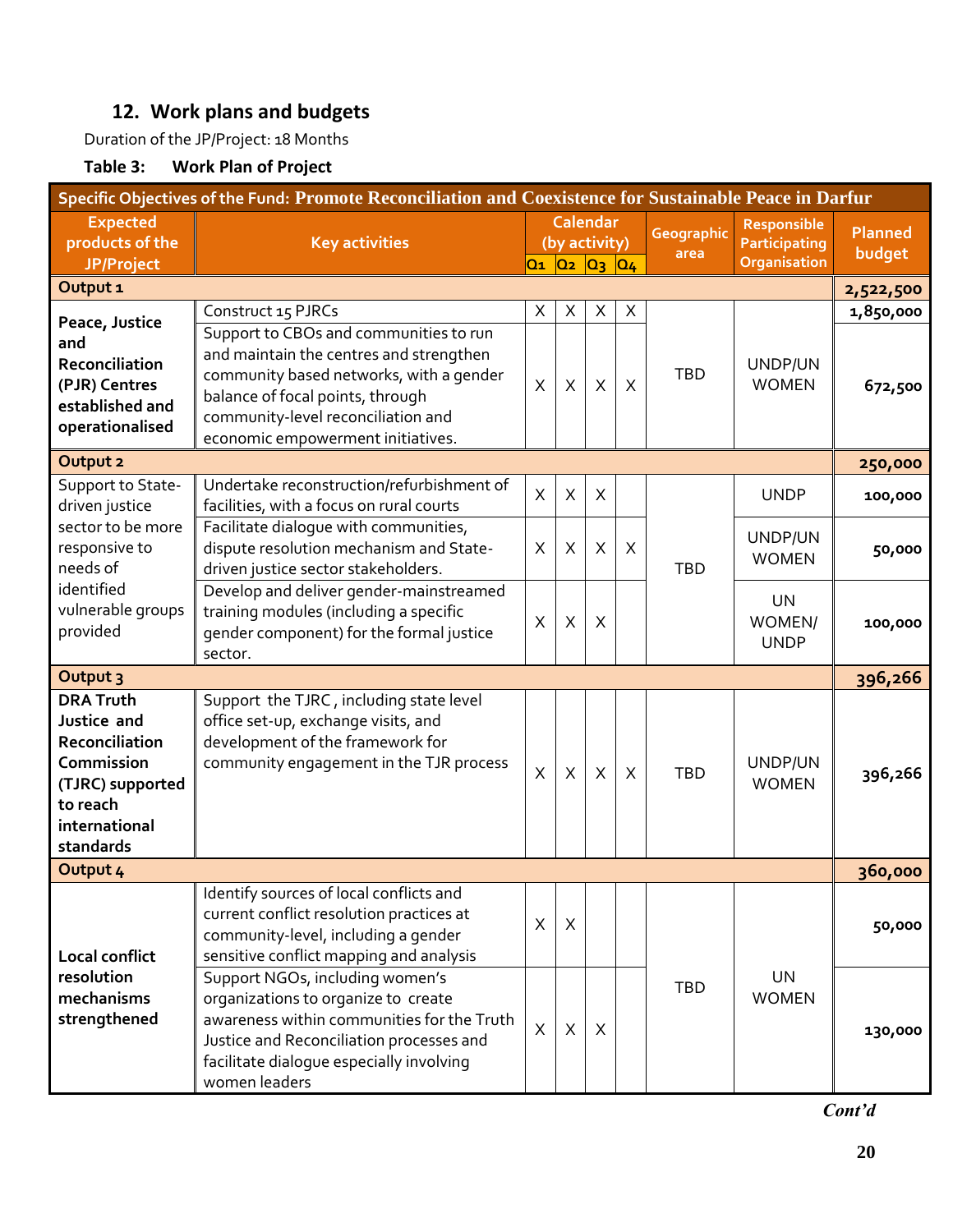## 12. Work plans and budgets

Duration of the JP/Project: 18 Months

**Table 3: Work Plan of Project**

| Specific Objectives of the Fund: Promote Reconciliation and Coexistence for Sustainable Peace in Darfur | | | | | | | | |
|---|---|---|---|---|---|---|---|---|
| Expected products of the JP/Project | Key activities | Calendar (by activity) | | | | Geographic area | Responsible Participating Organisation | Planned budget |
| | | Q1 | Q2 | Q3 | Q4 | | | |
| **Output 1** | | | | | | | | **2,522,500** |
| **Peace, Justice and Reconciliation (PJR) Centres established and operationalised** | Construct 15 PJRCs | X | X | X | X | TBD | UNDP/UN WOMEN | **1,850,000** |
| | Support to CBOs and communities to run and maintain the centres and strengthen community based networks, with a gender balance of focal points, through community-level reconciliation and economic empowerment initiatives. | X | X | X | X | | | **672,500** |
| **Output 2** | | | | | | | | **250,000** |
| Support to State-driven justice sector to be more responsive to needs of identified vulnerable groups provided | Undertake reconstruction/refurbishment of facilities, with a focus on rural courts | X | X | X | | TBD | UNDP | **100,000** |
| | Facilitate dialogue with communities, dispute resolution mechanism and State-driven justice sector stakeholders. | X | X | X | X | | UNDP/UN WOMEN | **50,000** |
| | Develop and deliver gender-mainstreamed training modules (including a specific gender component) for the formal justice sector. | X | X | X | | | UN WOMEN/ UNDP | **100,000** |
| **Output 3** | | | | | | | | **396,266** |
| **DRA Truth Justice and Reconciliation Commission (TJRC) supported to reach international standards** | Support the TJRC , including state level office set-up, exchange visits, and development of the framework for community engagement in the TJR process | X | X | X | X | TBD | UNDP/UN WOMEN | **396,266** |
| **Output 4** | | | | | | | | **360,000** |
| **Local conflict resolution mechanisms strengthened** | Identify sources of local conflicts and current conflict resolution practices at community-level, including a gender sensitive conflict mapping and analysis | X | X | | | TBD | UN WOMEN | **50,000** |
| | Support NGOs, including women's organizations to organize to create awareness within communities for the Truth Justice and Reconciliation processes and facilitate dialogue especially involving women leaders | X | X | X | | | | **130,000** |

*Cont'd*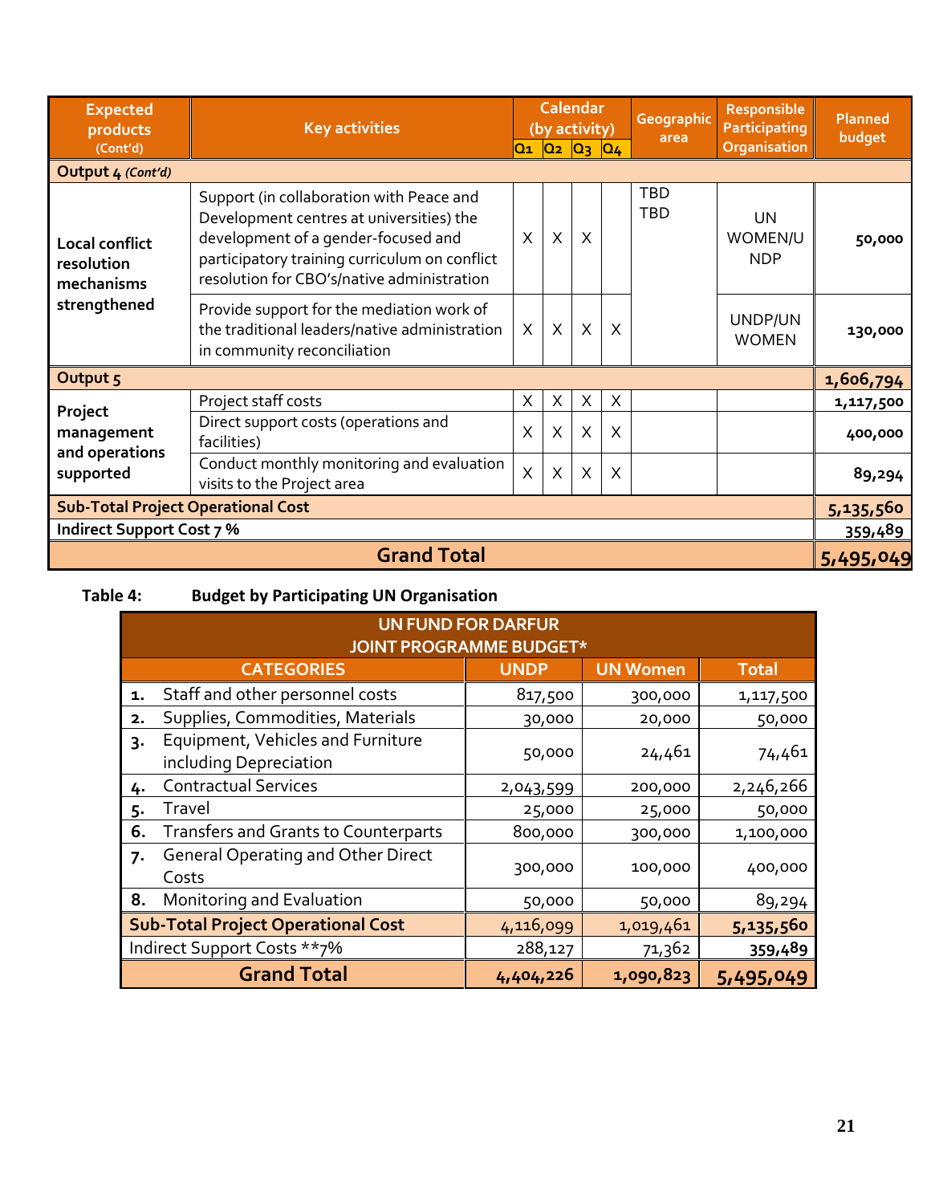| Expected products (Cont'd) | Key activities | Calendar (by activity) Q1 | Q2 | Q3 | Q4 | Geographic area | Responsible Participating Organisation | Planned budget |
|---|---|---|---|---|---|---|---|---|
| **Output 4** *(Cont'd)* | | | | | | | | |
| **Local conflict resolution mechanisms strengthened** | Support (in collaboration with Peace and Development centres at universities) the development of a gender-focused and participatory training curriculum on conflict resolution for CBO's/native administration | X | X | X | | TBD TBD | UN WOMEN/UNDP | **50,000** |
| | Provide support for the mediation work of the traditional leaders/native administration in community reconciliation | X | X | X | X | | UNDP/UN WOMEN | **130,000** |
| **Output 5** | | | | | | | | **1,606,794** |
| **Project management and operations supported** | Project staff costs | X | X | X | X | | | **1,117,500** |
| | Direct support costs (operations and facilities) | X | X | X | X | | | **400,000** |
| | Conduct monthly monitoring and evaluation visits to the Project area | X | X | X | X | | | **89,294** |
| **Sub-Total Project Operational Cost** | | | | | | | | **5,135,560** |
| **Indirect Support Cost 7 %** | | | | | | | | **359,489** |
| **Grand Total** | | | | | | | | **5,495,049** |

**Table 4: Budget by Participating UN Organisation**

| UN FUND FOR DARFUR JOINT PROGRAMME BUDGET* | | | |
|---|---|---|---|
| **CATEGORIES** | **UNDP** | **UN Women** | **Total** |
| **1.** Staff and other personnel costs | 817,500 | 300,000 | 1,117,500 |
| **2.** Supplies, Commodities, Materials | 30,000 | 20,000 | 50,000 |
| **3.** Equipment, Vehicles and Furniture including Depreciation | 50,000 | 24,461 | 74,461 |
| **4.** Contractual Services | 2,043,599 | 200,000 | 2,246,266 |
| **5.** Travel | 25,000 | 25,000 | 50,000 |
| **6.** Transfers and Grants to Counterparts | 800,000 | 300,000 | 1,100,000 |
| **7.** General Operating and Other Direct Costs | 300,000 | 100,000 | 400,000 |
| **8.** Monitoring and Evaluation | 50,000 | 50,000 | 89,294 |
| **Sub-Total Project Operational Cost** | 4,116,099 | 1,019,461 | **5,135,560** |
| Indirect Support Costs **7% | 288,127 | 71,362 | **359,489** |
| **Grand Total** | **4,404,226** | **1,090,823** | **5,495,049** |